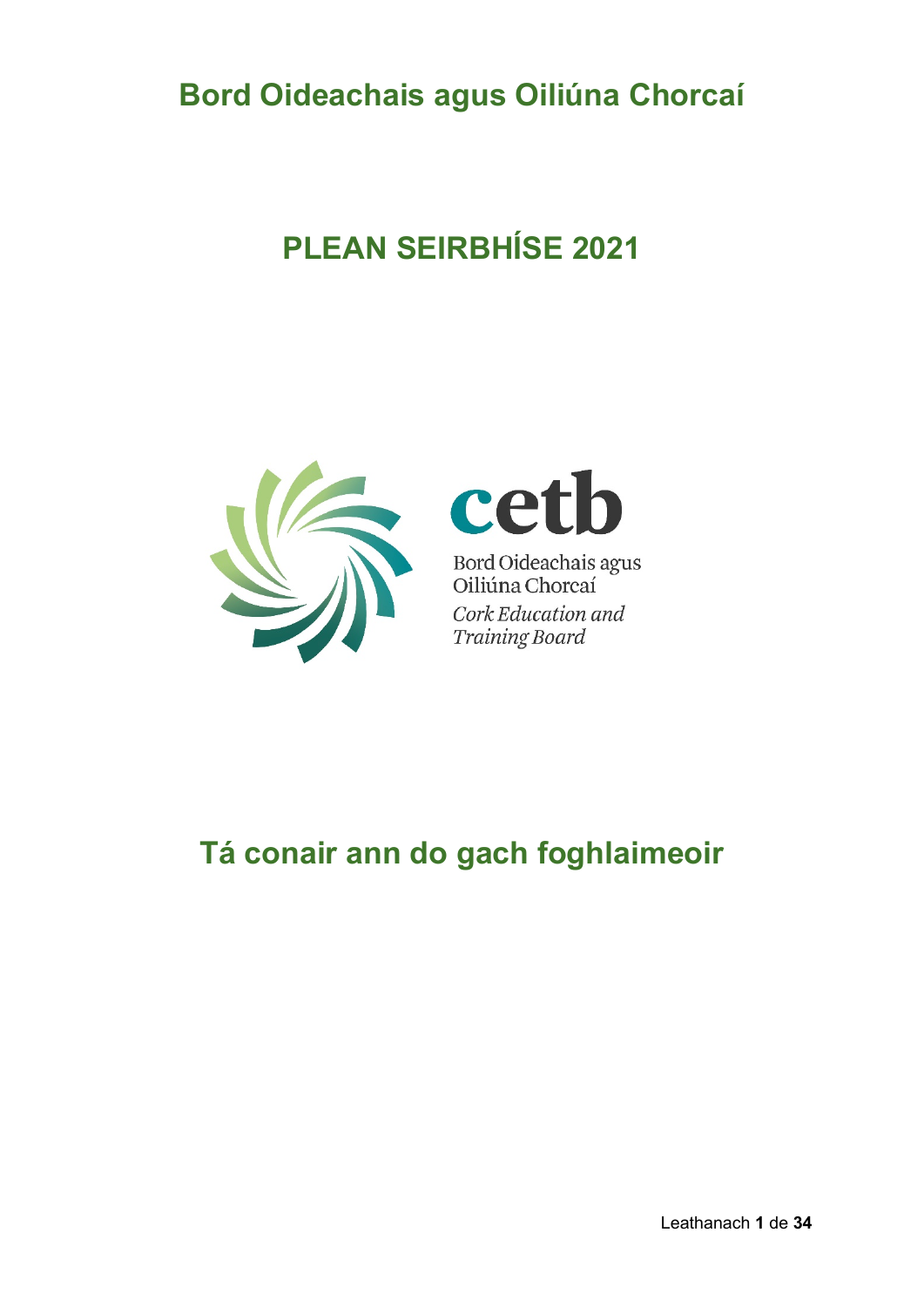# Bord Oideachais agus Oiliúna Chorcaí

# PLEAN SEIRBHÍSE 2021

cetb

Bord Oideachais agus Oiliúna Chorcaí

*Cork Education and Training Board*

## Tá conair ann do gach foghlaimeoir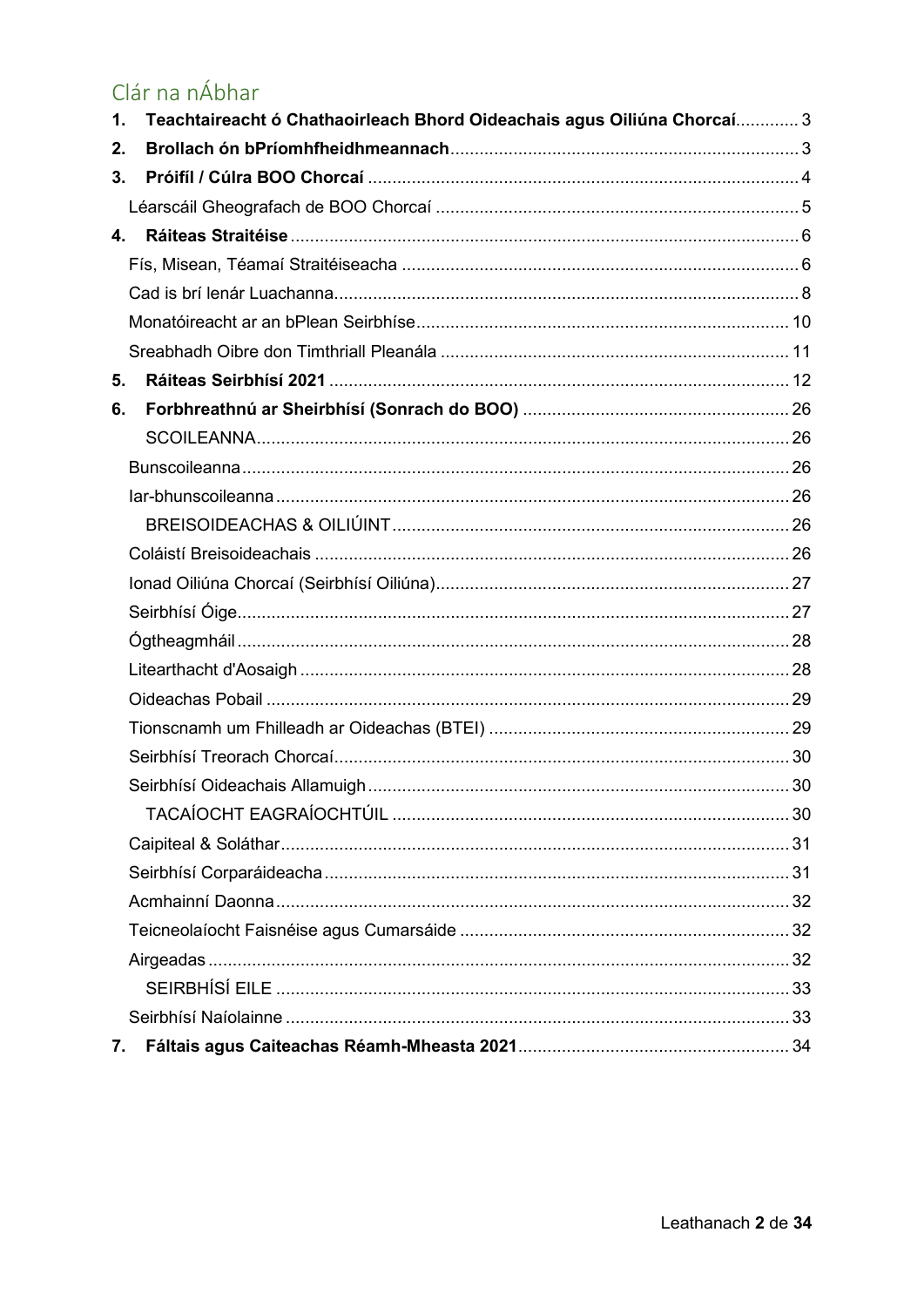# Clár na nÁbhar

1. **Teachtaireacht ó Chathaoirleach Bhord Oideachais agus Oiliúna Chorcaí** ............ 3
2. **Brollach ón bPríomhfheidhmeannach** ............ 3
3. **Próifíl / Cúlra BOO Chorcaí** ............ 4
   - Léarscáil Gheografach de BOO Chorcaí ............ 5
4. **Ráiteas Straitéise** ............ 6
   - Fís, Misean, Téamaí Straitéiseacha ............ 6
   - Cad is brí lenár Luachanna ............ 8
   - Monatóireacht ar an bPlean Seirbhíse ............ 10
   - Sreabhadh Oibre don Timthriall Pleanála ............ 11
5. **Ráiteas Seirbhísí 2021** ............ 12
6. **Forbhreathnú ar Sheirbhísí (Sonrach do BOO)** ............ 26
   - SCOILEANNA ............ 26
   - Bunscoileanna ............ 26
   - Iar-bhunscoileanna ............ 26
   - BREISOIDEACHAS & OILIÚINT ............ 26
   - Coláistí Breisoideachais ............ 26
   - Ionad Oiliúna Chorcaí (Seirbhísí Oiliúna) ............ 27
   - Seirbhísí Óige ............ 27
   - Ógtheagmháil ............ 28
   - Litearthacht d'Aosaigh ............ 28
   - Oideachas Pobail ............ 29
   - Tionscnamh um Fhilleadh ar Oideachas (BTEI) ............ 29
   - Seirbhísí Treorach Chorcaí ............ 30
   - Seirbhísí Oideachais Allamuigh ............ 30
   - TACAÍOCHT EAGRAÍOCHTÚIL ............ 30
   - Caipiteal & Soláthar ............ 31
   - Seirbhísí Corparáideacha ............ 31
   - Acmhainní Daonna ............ 32
   - Teicneolaíocht Faisnéise agus Cumarsáide ............ 32
   - Airgeadas ............ 32
   - SEIRBHÍSÍ EILE ............ 33
   - Seirbhísí Naíolainne ............ 33
7. **Fáltais agus Caiteachas Réamh-Mheasta 2021** ............ 34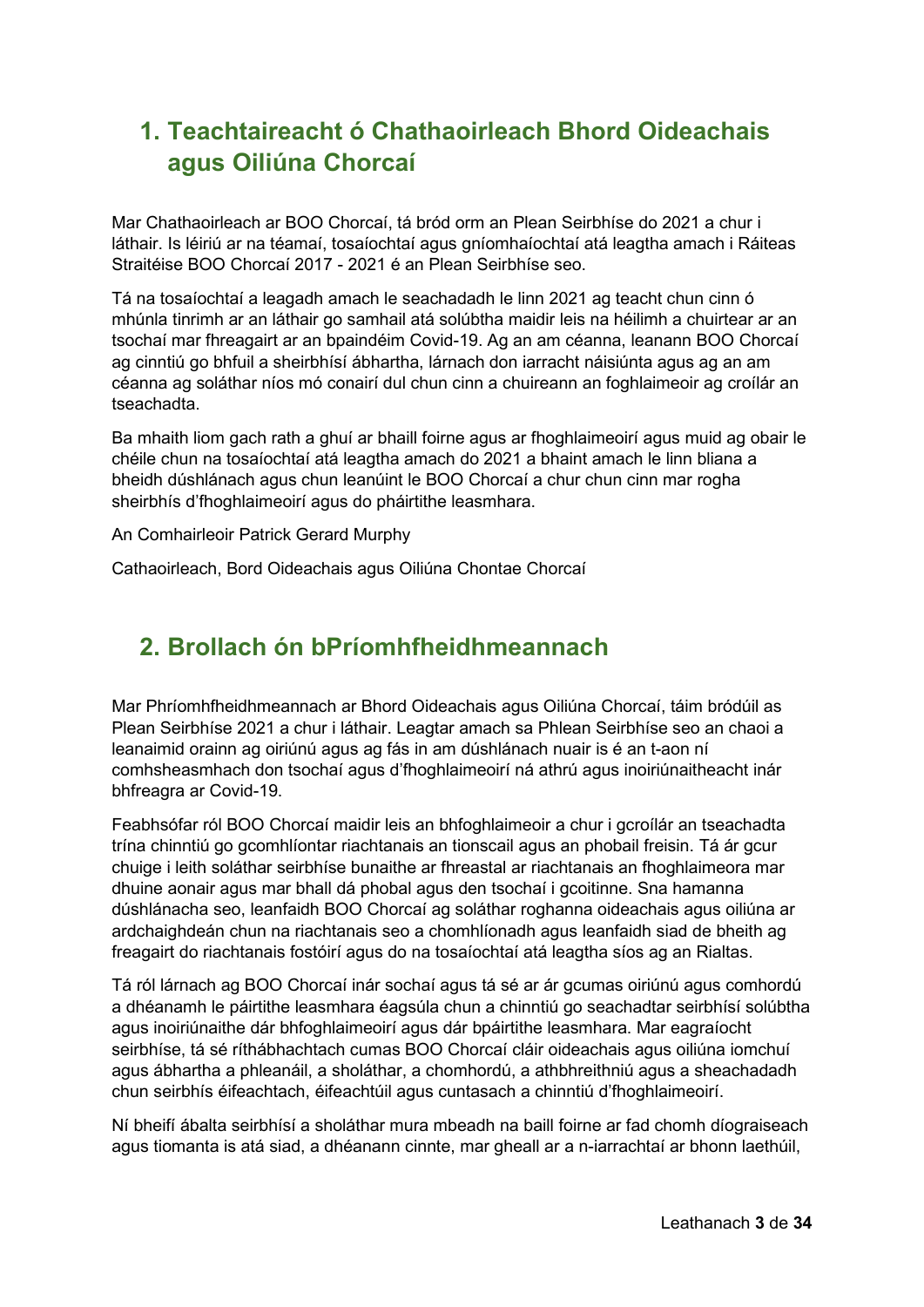## 1. Teachtaireacht ó Chathaoirleach Bhord Oideachais agus Oiliúna Chorcaí

Mar Chathaoirleach ar BOO Chorcaí, tá bród orm an Plean Seirbhíse do 2021 a chur i láthair. Is léiriú ar na téamaí, tosaíochtaí agus gníomhaíochtaí atá leagtha amach i Ráiteas Straitéise BOO Chorcaí 2017 - 2021 é an Plean Seirbhíse seo.

Tá na tosaíochtaí a leagadh amach le seachadadh le linn 2021 ag teacht chun cinn ó mhúnla tinrimh ar an láthair go samhail atá solúbtha maidir leis na héilimh a chuirtear ar an tsochaí mar fhreagairt ar an bpaindéim Covid-19. Ag an am céanna, leanann BOO Chorcaí ag cinntiú go bhfuil a sheirbhísí ábhartha, lárnach don iarracht náisiúnta agus ag an am céanna ag soláthar níos mó conairí dul chun cinn a chuireann an foghlaimeoir ag croílár an tseachadta.

Ba mhaith liom gach rath a ghuí ar bhaill foirne agus ar fhoghlaimeoirí agus muid ag obair le chéile chun na tosaíochtaí atá leagtha amach do 2021 a bhaint amach le linn bliana a bheidh dúshlánach agus chun leanúint le BOO Chorcaí a chur chun cinn mar rogha sheirbhís d'fhoghlaimeoirí agus do pháirtithe leasmhara.

An Comhairleoir Patrick Gerard Murphy

Cathaoirleach, Bord Oideachais agus Oiliúna Chontae Chorcaí

## 2. Brollach ón bPríomhfheidhmeannach

Mar Phríomhfheidhmeannach ar Bhord Oideachais agus Oiliúna Chorcaí, táim bródúil as Plean Seirbhíse 2021 a chur i láthair. Leagtar amach sa Phlean Seirbhíse seo an chaoi a leanaimid orainn ag oiriúnú agus ag fás in am dúshlánach nuair is é an t-aon ní comhsheasmhach don tsochaí agus d'fhoghlaimeoirí ná athrú agus inoiriúnaitheacht inár bhfreagra ar Covid-19.

Feabhsófar ról BOO Chorcaí maidir leis an bhfoghlaimeoir a chur i gcroílár an tseachadta trína chinntiú go gcomhlíontar riachtanais an tionscail agus an phobail freisin. Tá ár gcur chuige i leith soláthar seirbhíse bunaithe ar fhreastal ar riachtanais an fhoghlaimeora mar dhuine aonair agus mar bhall dá phobal agus den tsochaí i gcoitinne. Sna hamanna dúshlánacha seo, leanfaidh BOO Chorcaí ag soláthar roghanna oideachais agus oiliúna ar ardchaighdeán chun na riachtanais seo a chomhlíonadh agus leanfaidh siad de bheith ag freagairt do riachtanais fostóirí agus do na tosaíochtaí atá leagtha síos ag an Rialtas.

Tá ról lárnach ag BOO Chorcaí inár sochaí agus tá sé ar ár gcumas oiriúnú agus comhordú a dhéanamh le páirtithe leasmhara éagsúla chun a chinntiú go seachadtar seirbhísí solúbtha agus inoiriúnaithe dár bhfoghlaimeoirí agus dár bpáirtithe leasmhara. Mar eagraíocht seirbhíse, tá sé ríthábhachtach cumas BOO Chorcaí cláir oideachais agus oiliúna iomchuí agus ábhartha a phleanáil, a sholáthar, a chomhordú, a athbhreithniú agus a sheachadadh chun seirbhís éifeachtach, éifeachtúil agus cuntasach a chinntiú d'fhoghlaimeoirí.

Ní bheifí ábalta seirbhísí a sholáthar mura mbeadh na baill foirne ar fad chomh díograiseach agus tiomanta is atá siad, a dhéanann cinnte, mar gheall ar a n-iarrachtaí ar bhonn laethúil,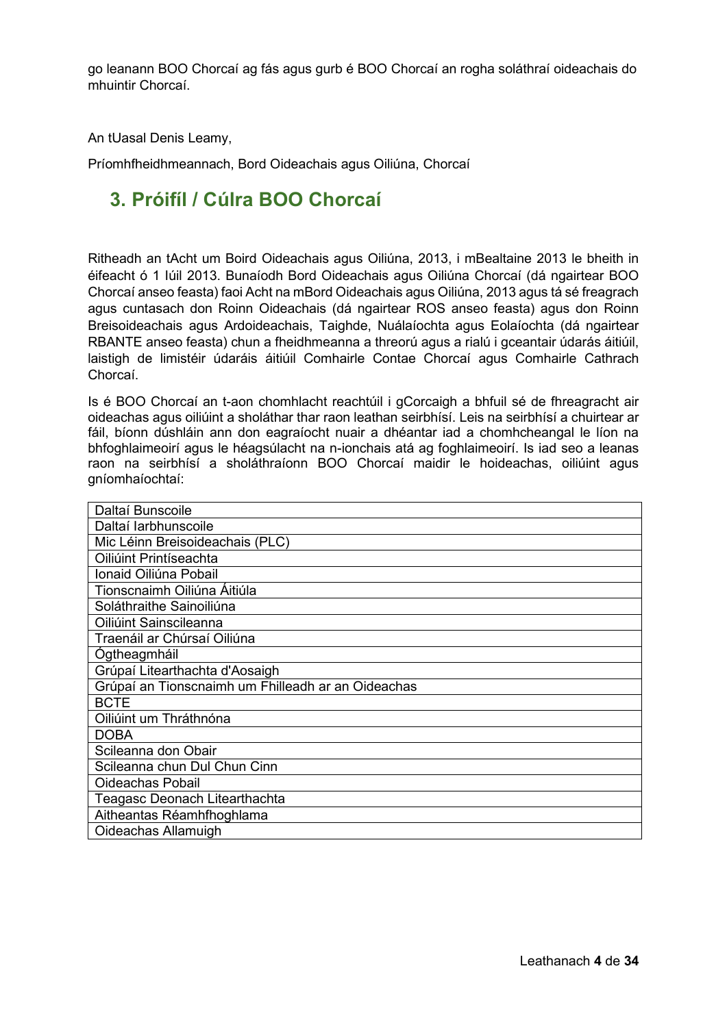go leanann BOO Chorcaí ag fás agus gurb é BOO Chorcaí an rogha soláthraí oideachais do mhuintir Chorcaí.

An tUasal Denis Leamy,

Príomhfheidhmeannach, Bord Oideachais agus Oiliúna, Chorcaí

## 3. Próifíl / Cúlra BOO Chorcaí

Ritheadh an tAcht um Boird Oideachais agus Oiliúna, 2013, i mBealtaine 2013 le bheith in éifeacht ó 1 Iúil 2013. Bunaíodh Bord Oideachais agus Oiliúna Chorcaí (dá ngairtear BOO Chorcaí anseo feasta) faoi Acht na mBord Oideachais agus Oiliúna, 2013 agus tá sé freagrach agus cuntasach don Roinn Oideachais (dá ngairtear ROS anseo feasta) agus don Roinn Breisoideachais agus Ardoideachais, Taighde, Nuálaíochta agus Eolaíochta (dá ngairtear RBANTE anseo feasta) chun a fheidhmeanna a threorú agus a rialú i gceantair údarás áitiúil, laistigh de limistéir údaráis áitiúil Comhairle Contae Chorcaí agus Comhairle Cathrach Chorcaí.

Is é BOO Chorcaí an t-aon chomhlacht reachtúil i gCorcaigh a bhfuil sé de fhreagracht air oideachas agus oiliúint a sholáthar thar raon leathan seirbhísí. Leis na seirbhísí a chuirtear ar fáil, bíonn dúshláin ann don eagraíocht nuair a dhéantar iad a chomhcheangal le líon na bhfoghlaimeoirí agus le héagsúlacht na n-ionchais atá ag foghlaimeoirí. Is iad seo a leanas raon na seirbhísí a sholáthraíonn BOO Chorcaí maidir le hoideachas, oiliúint agus gníomhaíochtaí:

| Daltaí Bunscoile |
|---|
| Daltaí Iarbhunscoile |
| Mic Léinn Breisoideachais (PLC) |
| Oiliúint Printíseachta |
| Ionaid Oiliúna Pobail |
| Tionscnaimh Oiliúna Áitiúla |
| Soláthraithe Sainoiliúna |
| Oiliúint Sainscileanna |
| Traenáil ar Chúrsaí Oiliúna |
| Ógtheagmháil |
| Grúpaí Litearthachta d'Aosaigh |
| Grúpaí an Tionscnaimh um Fhilleadh ar an Oideachas |
| BCTE |
| Oiliúint um Thráthnóna |
| DOBA |
| Scileanna don Obair |
| Scileanna chun Dul Chun Cinn |
| Oideachas Pobail |
| Teagasc Deonach Litearthachta |
| Aitheantas Réamhfhoghlama |
| Oideachas Allamuigh |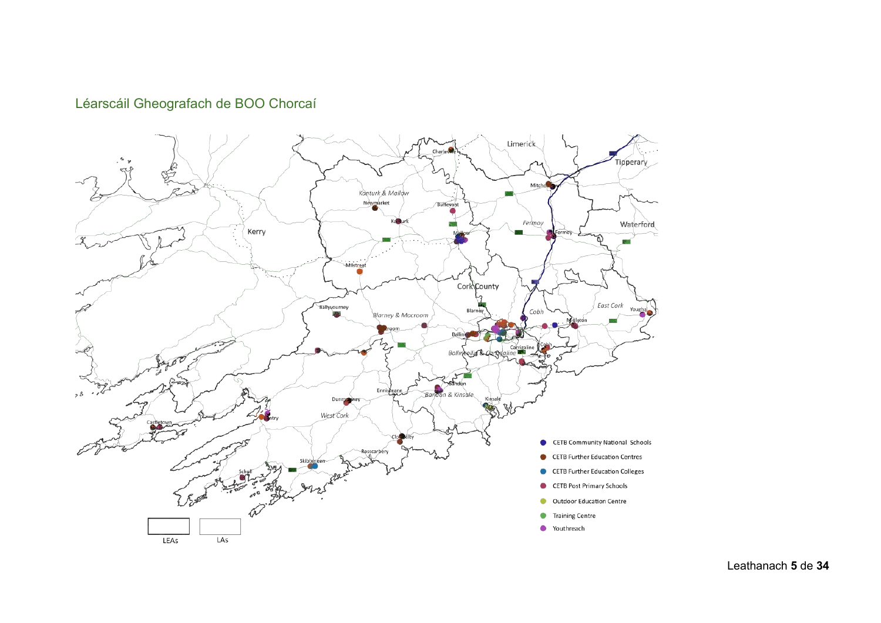## Léarscáil Gheografach de BOO Chorcaí

- CETB Community National Schools
- CETB Further Education Centres
- CETB Further Education Colleges
- CETB Post Primary Schools
- Outdoor Education Centre
- Training Centre
- Youthreach

LEAs

LAs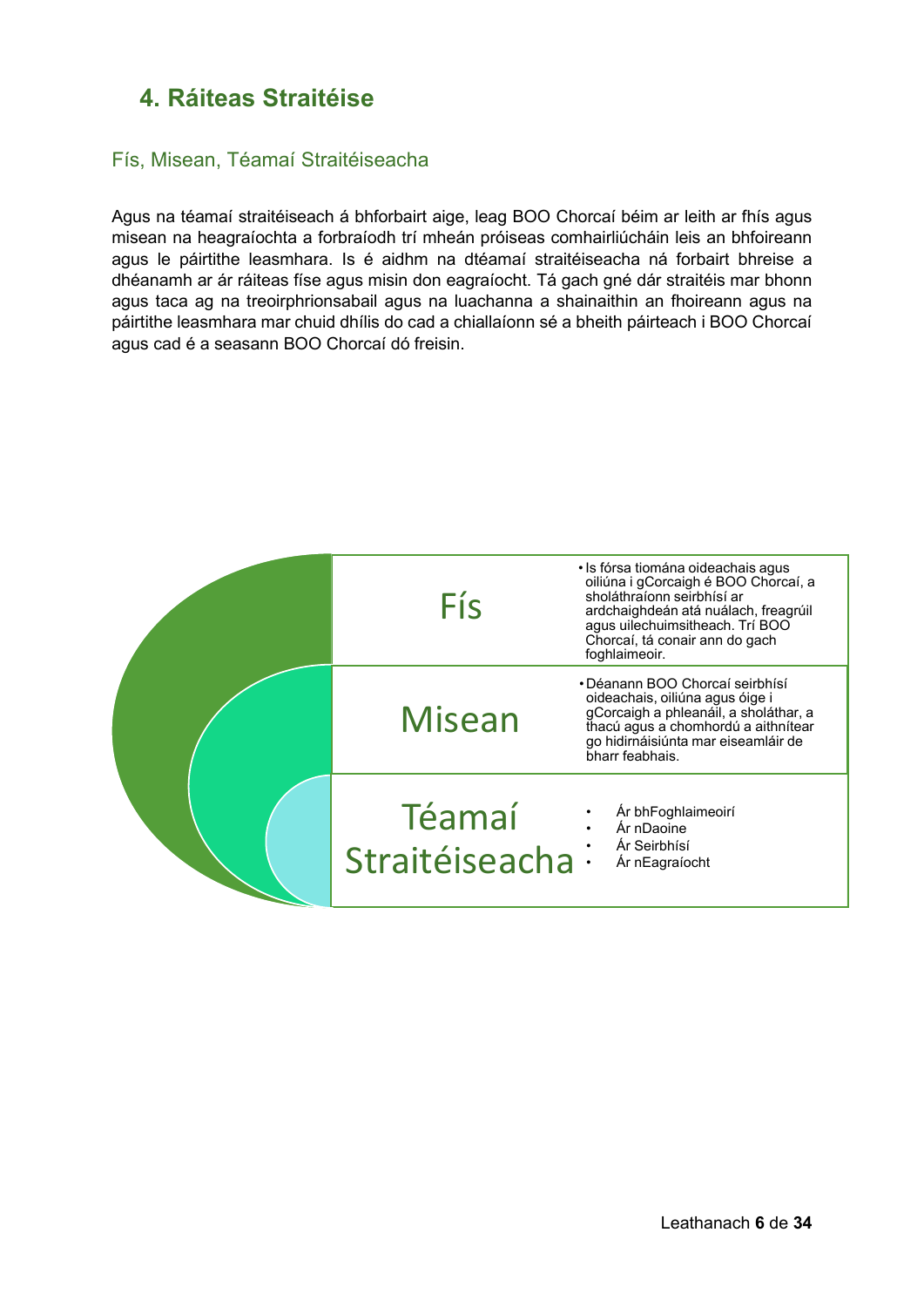## 4. Ráiteas Straitéise

### Fís, Misean, Téamaí Straitéiseacha

Agus na téamaí straitéiseach á bhforbairt aige, leag BOO Chorcaí béim ar leith ar fhís agus misean na heagraíochta a forbraíodh trí mheán próiseas comhairliúcháin leis an bhfoireann agus le páirtithe leasmhara. Is é aidhm na dtéamaí straitéiseacha ná forbairt bhreise a dhéanamh ar ár ráiteas físe agus misin don eagraíocht. Tá gach gné dár straitéis mar bhonn agus taca ag na treoirphrionsabail agus na luachanna a shainaithin an fhoireann agus na páirtithe leasmhara mar chuid dhílis do cad a chiallaíonn sé a bheith páirteach i BOO Chorcaí agus cad é a seasann BOO Chorcaí dó freisin.

| | |
|---|---|
| **Fís** | Is fórsa tiomána oideachais agus oiliúna i gCorcaigh é BOO Chorcaí, a sholáthraíonn seirbhísí ar ardchaighdeán atá nuálach, freagrúil agus uilechuimsitheach. Trí BOO Chorcaí, tá conair ann do gach foghlaimeoir. |
| **Misean** | Déanann BOO Chorcaí seirbhísí oideachais, oiliúna agus óige i gCorcaigh a phleanáil, a sholáthar, a thacú agus a chomhordú a aithnítear go hidirnáisiúnta mar eiseamláir de bharr feabhais. |
| **Téamaí Straitéiseacha** | • Ár bhFoghlaimeoirí<br>• Ár nDaoine<br>• Ár Seirbhísí<br>• Ár nEagraíocht |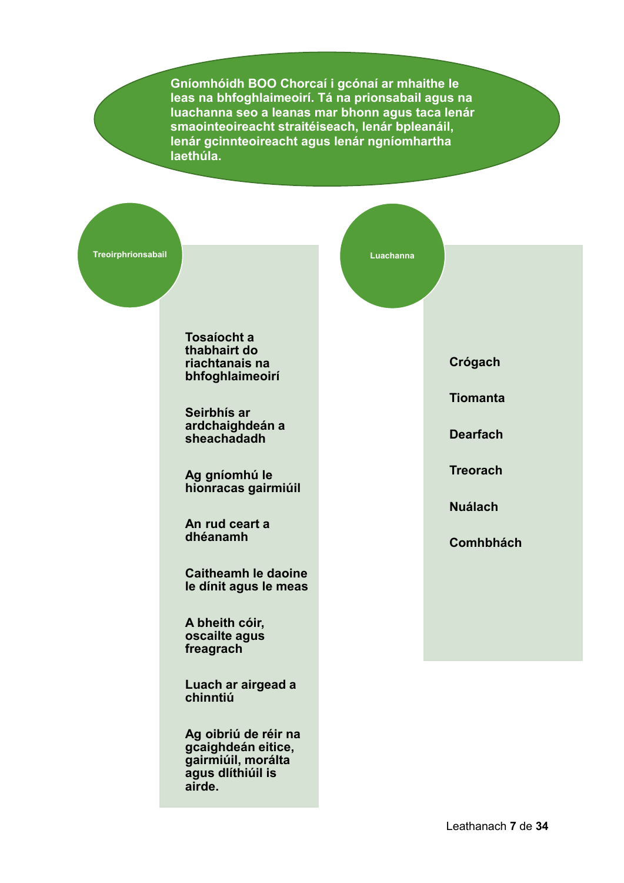**Gníomhóidh BOO Chorcaí i gcónaí ar mhaithe le leas na bhfoghlaimeoirí. Tá na prionsabail agus na luachanna seo a leanas mar bhonn agus taca lenár smaointeoireacht straitéiseach, lenár bpleanáil, lenár gcinnteoireacht agus lenár ngníomhartha laethúla.**

## Treoirphrionsabail

- **Tosaíocht a thabhairt do riachtanais na bhfoghlaimeoirí**
- **Seirbhís ar ardchaighdeán a sheachadadh**
- **Ag gníomhú le hionracas gairmiúil**
- **An rud ceart a dhéanamh**
- **Caitheamh le daoine le dínit agus le meas**
- **A bheith cóir, oscailte agus freagrach**
- **Luach ar airgead a chinntiú**
- **Ag oibriú de réir na gcaighdeán eitice, gairmiúil, morálta agus dlíthiúil is airde.**

## Luachanna

- **Crógach**
- **Tiomanta**
- **Dearfach**
- **Treorach**
- **Nuálach**
- **Comhbhách**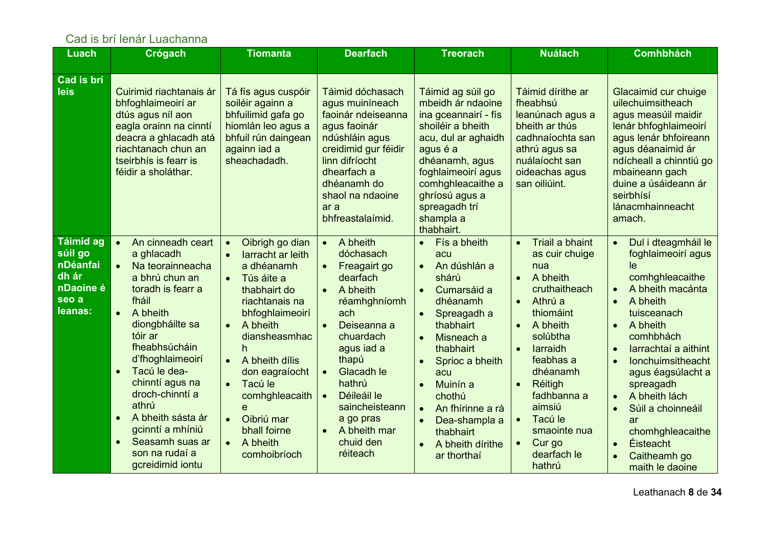## Cad is brí lenár Luachanna

| Luach | Crógach | Tiomanta | Dearfach | Treorach | Nuálach | Comhbhách |
|---|---|---|---|---|---|---|
| **Cad is brí leis** | Cuirimid riachtanais ár bhfoghlaimeoirí ar dtús agus níl aon eagla orainn na cinntí deacra a ghlacadh atá riachtanach chun an tseirbhís is fearr is féidir a sholáthar. | Tá fís agus cuspóir soiléir againn a bhfuilimid gafa go hiomlán leo agus a bhfuil rún daingean againn iad a sheachadadh. | Táimid dóchasach agus muiníneach faoinár ndeiseanna agus faoinár ndúshláin agus creidimid gur féidir linn difríocht dhearfach a dhéanamh do shaol na ndaoine ar a bhfreastalaímid. | Táimid ag súil go mbeidh ár ndaoine ina gceannairí - fís shoiléir a bheith acu, dul ar aghaidh agus é a dhéanamh, agus foghlaimeoirí agus comhghleacaithe a ghríosú agus a spreagadh trí shampla a thabhairt. | Táimid dírithe ar fheabhsú leanúnach agus a bheith ar thús cadhnaíochta san athrú agus sa nuálaíocht san oideachas agus san oiliúint. | Glacaimid cur chuige uilechuimsitheach agus measúil maidir lenár bhfoghlaimeoirí agus lenár bhfoireann agus déanaimid ár ndícheall a chinntiú go mbaineann gach duine a úsáideann ár seirbhísí lánacmhainneacht amach. |
| **Táimid ag súil go nDéanfaidh ár nDaoine é seo a leanas:** | • An cinneadh ceart a ghlacadh<br>• Na teorainneacha a bhrú chun an toradh is fearr a fháil<br>• A bheith diongbháilte sa tóir ar fheabhsúcháin d'fhoghlaimeoirí<br>• Tacú le dea-chinntí agus na droch-chinntí a athrú<br>• A bheith sásta ár gcinntí a mhíniú<br>• Seasamh suas ar son na rudaí a gcreidimid iontu | • Oibrigh go dian<br>• Iarracht ar leith a dhéanamh<br>• Tús áite a thabhairt do riachtanais na bhfoghlaimeoirí<br>• A bheith diansheasmhach<br>• A bheith dílis don eagraíocht<br>• Tacú le comhghleacaithe<br>• Oibriú mar bhall foirne<br>• A bheith comhoibríoch | • A bheith dóchasach<br>• Freagairt go dearfach<br>• A bheith réamhghníomhach<br>• Deiseanna a chuardach agus iad a thapú<br>• Glacadh le hathrú<br>• Déileáil le saincheisteanna go pras<br>• A bheith mar chuid den réiteach | • Fís a bheith acu<br>• An dúshlán a shárú<br>• Cumarsáid a dhéanamh<br>• Spreagadh a thabhairt<br>• Misneach a thabhairt<br>• Sprioc a bheith acu<br>• Muinín a chothú<br>• An fhírinne a rá<br>• Dea-shampla a thabhairt<br>• A bheith dírithe ar thorthaí | • Triail a bhaint as cuir chuige nua<br>• A bheith cruthaitheach<br>• Athrú a thiomáint<br>• A bheith solúbtha<br>• Iarraidh feabhas a dhéanamh<br>• Réitigh fadhbanna a aimsiú<br>• Tacú le smaointe nua<br>• Cur go dearfach le hathrú | • Dul i dteagmháil le foghlaimeoirí agus le comhghleacaithe<br>• A bheith macánta<br>• A bheith tuisceanach<br>• A bheith comhbhách<br>• Iarrachtaí a aithint<br>• Ionchuimsitheacht agus éagsúlacht a spreagadh<br>• A bheith lách<br>• Súil a choinneáil ar chomhghleacaithe<br>• Éisteacht<br>• Caitheamh go maith le daoine |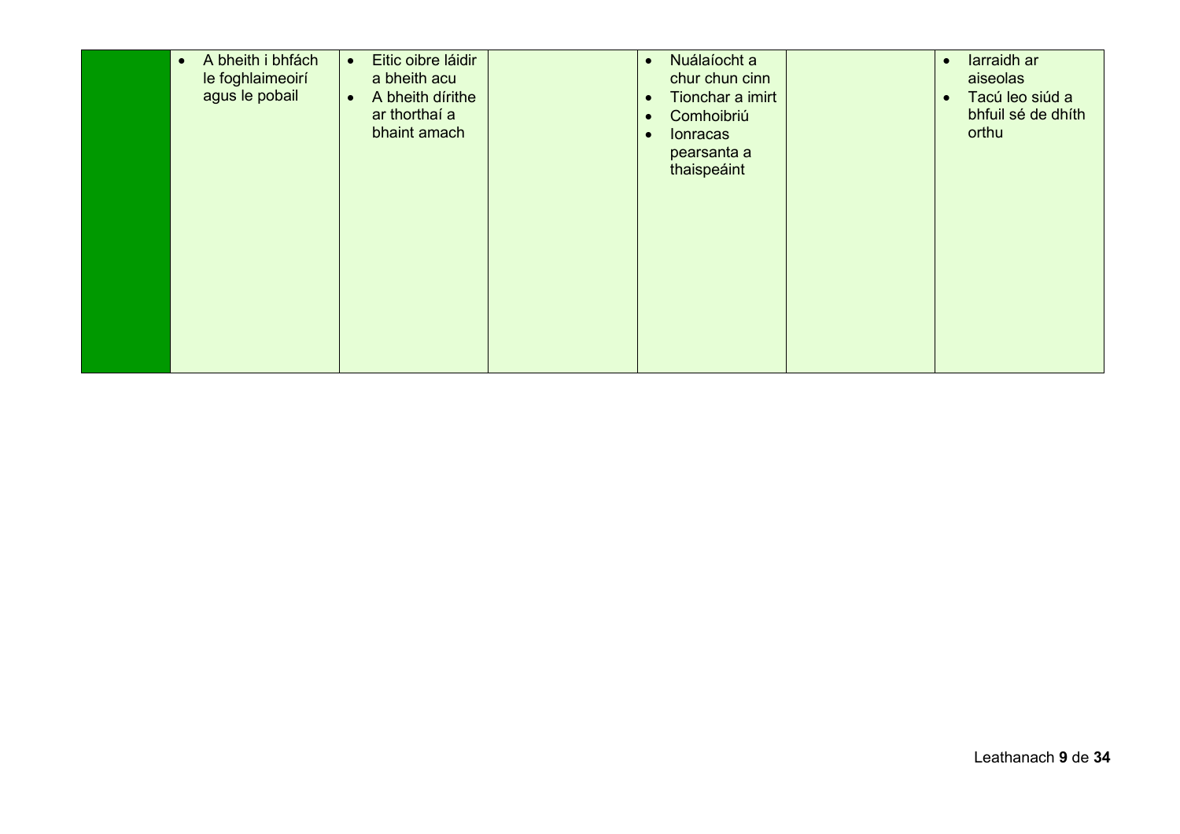| | | | | | | |
|---|---|---|---|---|---|---|
| | • A bheith i bhfách le foghlaimeoirí agus le pobail | • Eitic oibre láidir a bheith acu<br>• A bheith dírithe ar thorthaí a bhaint amach | | • Nuálaíocht a chur chun cinn<br>• Tionchar a imirt<br>• Comhoibriú<br>• Ionracas pearsanta a thaispeáint | | • Iarraidh ar aiseolas<br>• Tacú leo siúd a bhfuil sé de dhíth orthu |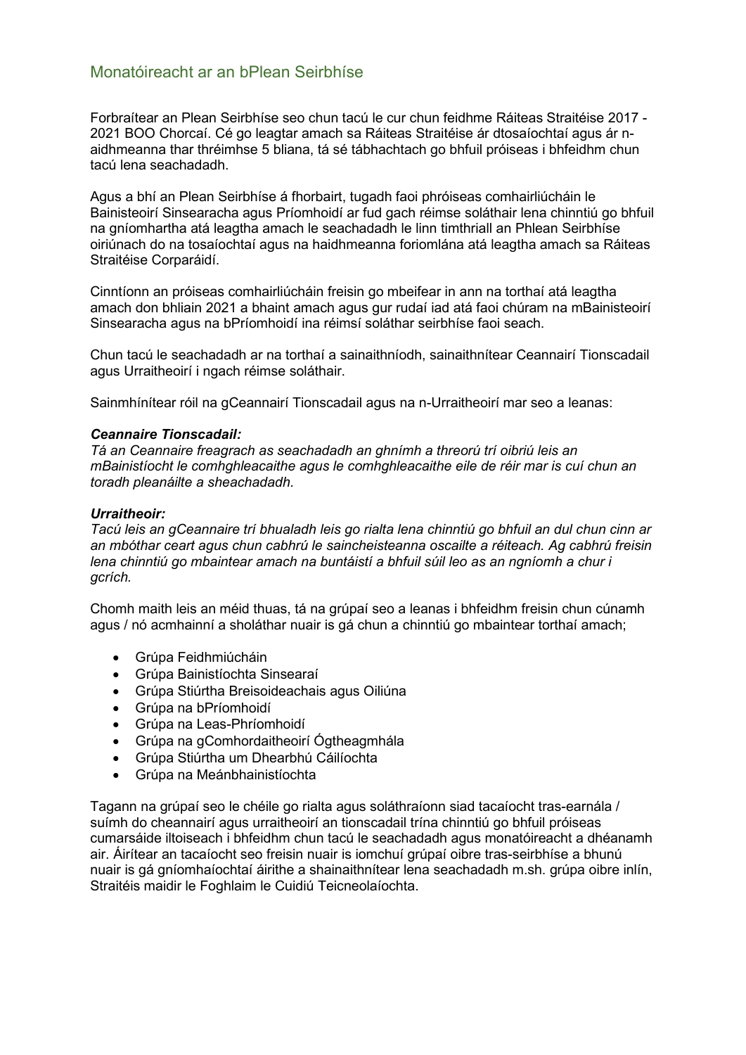## Monatóireacht ar an bPlean Seirbhíse

Forbraítear an Plean Seirbhíse seo chun tacú le cur chun feidhme Ráiteas Straitéise 2017 - 2021 BOO Chorcaí. Cé go leagtar amach sa Ráiteas Straitéise ár dtosaíochtaí agus ár n-aidhmeanna thar thréimhse 5 bliana, tá sé tábhachtach go bhfuil próiseas i bhfeidhm chun tacú lena seachadadh.

Agus a bhí an Plean Seirbhíse á fhorbairt, tugadh faoi phróiseas comhairliúcháin le Bainisteoirí Sinsearacha agus Príomhoidí ar fud gach réimse soláthair lena chinntiú go bhfuil na gníomhartha atá leagtha amach le seachadadh le linn timthriall an Phlean Seirbhíse oiriúnach do na tosaíochtaí agus na haidhmeanna foriomlána atá leagtha amach sa Ráiteas Straitéise Corparáidí.

Cinntíonn an próiseas comhairliúcháin freisin go mbeifear in ann na torthaí atá leagtha amach don bhliain 2021 a bhaint amach agus gur rudaí iad atá faoi chúram na mBainisteoirí Sinsearacha agus na bPríomhoidí ina réimsí soláthar seirbhíse faoi seach.

Chun tacú le seachadadh ar na torthaí a sainaithníodh, sainaithnítear Ceannairí Tionscadail agus Urraitheoirí i ngach réimse soláthair.

Sainmhínítear róil na gCeannairí Tionscadail agus na n-Urraitheoirí mar seo a leanas:

***Ceannaire Tionscadail:***
*Tá an Ceannaire freagrach as seachadadh an ghnímh a threorú trí oibriú leis an mBainistíocht le comhghleacaithe agus le comhghleacaithe eile de réir mar is cuí chun an toradh pleanáilte a sheachadadh.*

***Urraitheoir:***
*Tacú leis an gCeannaire trí bhualadh leis go rialta lena chinntiú go bhfuil an dul chun cinn ar an mbóthar ceart agus chun cabhrú le saincheisteanna oscailte a réiteach. Ag cabhrú freisin lena chinntiú go mbaintear amach na buntáistí a bhfuil súil leo as an ngníomh a chur i gcrích.*

Chomh maith leis an méid thuas, tá na grúpaí seo a leanas i bhfeidhm freisin chun cúnamh agus / nó acmhainní a sholáthar nuair is gá chun a chinntiú go mbaintear torthaí amach;

- Grúpa Feidhmiúcháin
- Grúpa Bainistíochta Sinsearaí
- Grúpa Stiúrtha Breisoideachais agus Oiliúna
- Grúpa na bPríomhoidí
- Grúpa na Leas-Phríomhoidí
- Grúpa na gComhordaitheoirí Ógtheagmhála
- Grúpa Stiúrtha um Dhearbhú Cáilíochta
- Grúpa na Meánbhainistíochta

Tagann na grúpaí seo le chéile go rialta agus soláthraíonn siad tacaíocht tras-earnála / suímh do cheannairí agus urraitheoirí an tionscadail trína chinntiú go bhfuil próiseas cumarsáide iltoiseach i bhfeidhm chun tacú le seachadadh agus monatóireacht a dhéanamh air. Áirítear an tacaíocht seo freisin nuair is iomchuí grúpaí oibre tras-seirbhíse a bhunú nuair is gá gníomhaíochtaí áirithe a shainaithnítear lena seachadadh m.sh. grúpa oibre inlín, Straitéis maidir le Foghlaim le Cuidiú Teicneolaíochta.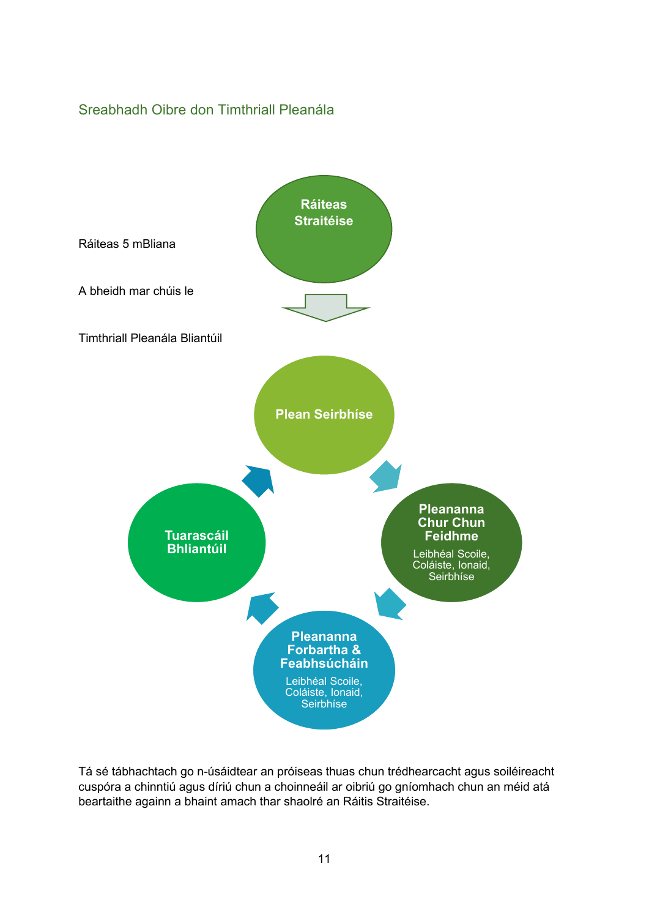## Sreabhadh Oibre don Timthriall Pleanála

Ráiteas 5 mBliana

**Ráiteas Straitéise**

A bheidh mar chúis le

Timthriall Pleanála Bliantúil

**Plean Seirbhíse**

**Pleananna Chur Chun Feidhme**
Leibhéal Scoile, Coláiste, Ionaid, Seirbhíse

**Pleananna Forbartha & Feabhsúcháin**
Leibhéal Scoile, Coláiste, Ionaid, Seirbhíse

**Tuarascáil Bhliantúil**

Tá sé tábhachtach go n-úsáidtear an próiseas thuas chun trédhearcacht agus soiléireacht cuspóra a chinntiú agus díriú chun a choinneáil ar oibriú go gníomhach chun an méid atá beartaithe againn a bhaint amach thar shaolré an Ráitis Straitéise.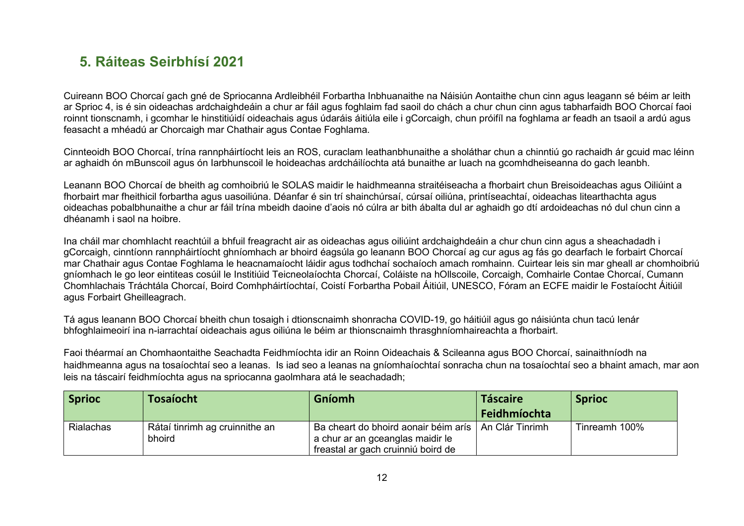## 5. Ráiteas Seirbhísí 2021

Cuireann BOO Chorcaí gach gné de Spriocanna Ardleibhéil Forbartha Inbhuanaithe na Náisiún Aontaithe chun cinn agus leagann sé béim ar leith ar Sprioc 4, is é sin oideachas ardchaighdeáin a chur ar fáil agus foghlaim fad saoil do chách a chur chun cinn agus tabharfaidh BOO Chorcaí faoi roinnt tionscnamh, i gcomhar le hinstitiúidí oideachais agus údaráis áitiúla eile i gCorcaigh, chun próifíl na foghlama ar feadh an tsaoil a ardú agus feasacht a mhéadú ar Chorcaigh mar Chathair agus Contae Foghlama.

Cinnteoidh BOO Chorcaí, trína rannpháirtíocht leis an ROS, curaclam leathanbhunaithe a sholáthar chun a chinntiú go rachaidh ár gcuid mac léinn ar aghaidh ón mBunscoil agus ón Iarbhunscoil le hoideachas ardcháilíochta atá bunaithe ar luach na gcomhdheiseanna do gach leanbh.

Leanann BOO Chorcaí de bheith ag comhoibriú le SOLAS maidir le haidhmeanna straitéiseacha a fhorbairt chun Breisoideachas agus Oiliúint a fhorbairt mar fheithicil forbartha agus uasoiliúna. Déanfar é sin trí shainchúrsaí, cúrsaí oiliúna, printíseachtaí, oideachas litearthachta agus oideachas pobalbhunaithe a chur ar fáil trína mbeidh daoine d'aois nó cúlra ar bith ábalta dul ar aghaidh go dtí ardoideachas nó dul chun cinn a dhéanamh i saol na hoibre.

Ina cháil mar chomhlacht reachtúil a bhfuil freagracht air as oideachas agus oiliúint ardchaighdeáin a chur chun cinn agus a sheachadadh i gCorcaigh, cinntíonn rannpháirtíocht ghníomhach ar bhoird éagsúla go leanann BOO Chorcaí ag cur agus ag fás go dearfach le forbairt Chorcaí mar Chathair agus Contae Foghlama le heacnamaíocht láidir agus todhchaí sochaíoch amach romhainn. Cuirtear leis sin mar gheall ar chomhoibriú gníomhach le go leor eintiteas cosúil le Institiúid Teicneolaíochta Chorcaí, Coláiste na hOllscoile, Corcaigh, Comhairle Contae Chorcaí, Cumann Chomhlachais Tráchtála Chorcaí, Boird Comhpháirtíochtaí, Coistí Forbartha Pobail Áitiúil, UNESCO, Fóram an ECFE maidir le Fostaíocht Áitiúil agus Forbairt Gheilleagrach.

Tá agus leanann BOO Chorcaí bheith chun tosaigh i dtionscnaimh shonracha COVID-19, go háitiúil agus go náisiúnta chun tacú lenár bhfoghlaimeoirí ina n-iarrachtaí oideachais agus oiliúna le béim ar thionscnaimh thrasghníomhaireachta a fhorbairt.

Faoi théarmaí an Chomhaontaithe Seachadta Feidhmíochta idir an Roinn Oideachais & Scileanna agus BOO Chorcaí, sainaithníodh na haidhmeanna agus na tosaíochtaí seo a leanas. Is iad seo a leanas na gníomhaíochtaí sonracha chun na tosaíochtaí seo a bhaint amach, mar aon leis na táscairí feidhmíochta agus na spriocanna gaolmhara atá le seachadadh;

| Sprioc | Tosaíocht | Gníomh | Táscaire Feidhmíochta | Sprioc |
|---|---|---|---|---|
| Rialachas | Rátaí tinrimh ag cruinnithe an bhoird | Ba cheart do bhoird aonair béim arís a chur ar an gceanglas maidir le freastal ar gach cruinniú boird de | An Clár Tinrimh | Tinreamh 100% |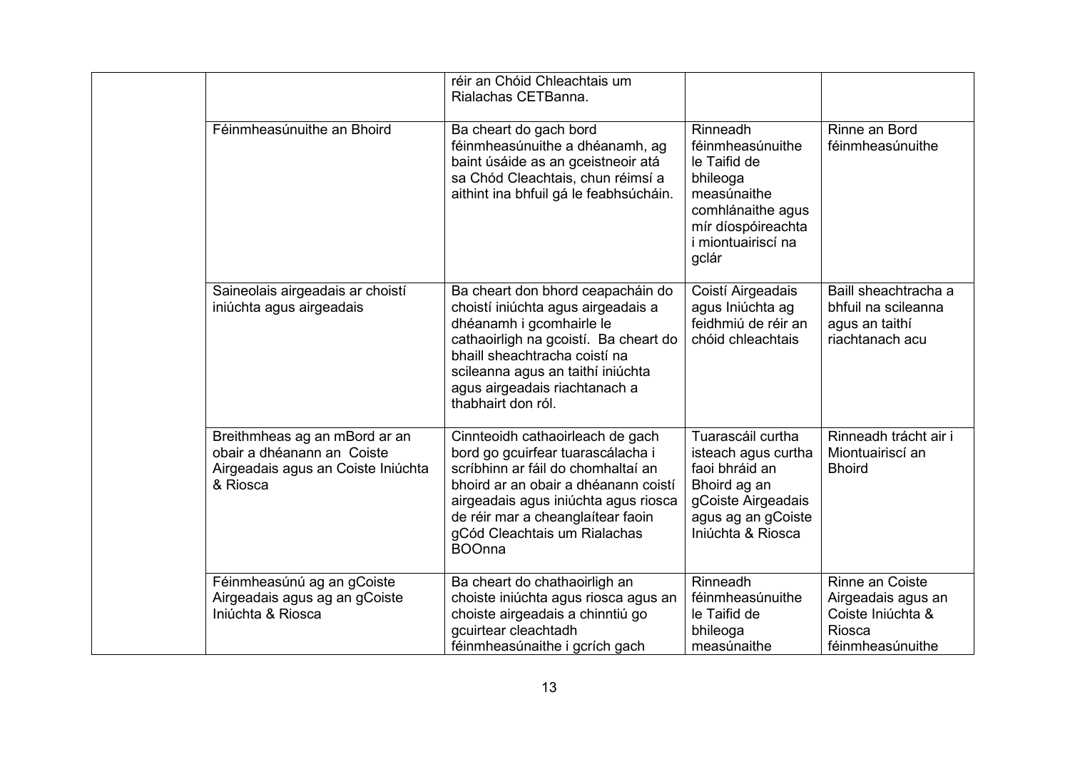| | | | | |
|---|---|---|---|---|
| | | réir an Chóid Chleachtais um Rialachas CETBanna. | | |
| | Féinmheasúnuithe an Bhoird | Ba cheart do gach bord féinmheasúnuithe a dhéanamh, ag baint úsáide as an gceistneoir atá sa Chód Cleachtais, chun réimsí a aithint ina bhfuil gá le feabhsúcháin. | Rinneadh féinmheasúnuithe le Taifid de bhileoga measúnaithe comhlánaithe agus mír díospóireachta i miontuairiscí na gclár | Rinne an Bord féinmheasúnuithe |
| | Saineolais airgeadais ar choistí iniúchta agus airgeadais | Ba cheart don bhord ceapacháin do choistí iniúchta agus airgeadais a dhéanamh i gcomhairle le cathaoirligh na gcoistí. Ba cheart do bhaill sheachtracha coistí na scileanna agus an taithí iniúchta agus airgeadais riachtanach a thabhairt don ról. | Coistí Airgeadais agus Iniúchta ag feidhmiú de réir an chóid chleachtais | Baill sheachtracha a bhfuil na scileanna agus an taithí riachtanach acu |
| | Breithmheas ag an mBord ar an obair a dhéanann an Coiste Airgeadais agus an Coiste Iniúchta & Riosca | Cinnteoidh cathaoirleach de gach bord go gcuirfear tuarascálacha i scríbhinn ar fáil do chomhaltaí an bhoird ar an obair a dhéanann coistí airgeadais agus iniúchta agus riosca de réir mar a cheanglaítear faoin gCód Cleachtais um Rialachas BOOnna | Tuarascáil curtha isteach agus curtha faoi bhráid an Bhoird ag an gCoiste Airgeadais agus ag an gCoiste Iniúchta & Riosca | Rinneadh trácht air i Miontuairiscí an Bhoird |
| | Féinmheasúnú ag an gCoiste Airgeadais agus ag an gCoiste Iniúchta & Riosca | Ba cheart do chathaoirligh an choiste iniúchta agus riosca agus an choiste airgeadais a chinntiú go gcuirtear cleachtadh féinmheasúnaithe i gcrích gach | Rinneadh féinmheasúnuithe le Taifid de bhileoga measúnaithe | Rinne an Coiste Airgeadais agus an Coiste Iniúchta & Riosca féinmheasúnuithe |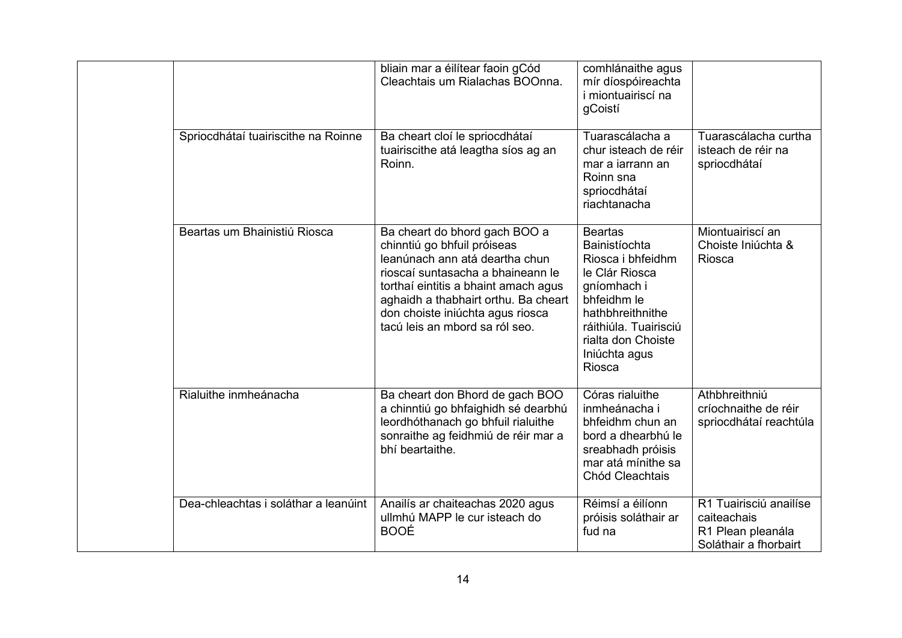| | | | | |
|---|---|---|---|---|
| | | bliain mar a éilítear faoin gCód Cleachtais um Rialachas BOOnna. | comhlánaithe agus mír díospóireachta i miontuairiscí na gCoistí | |
| | Spriocdhátaí tuairiscithe na Roinne | Ba cheart cloí le spriocdhátaí tuairiscithe atá leagtha síos ag an Roinn. | Tuarascálacha a chur isteach de réir mar a iarrann an Roinn sna spriocdhátaí riachtanacha | Tuarascálacha curtha isteach de réir na spriocdhátaí |
| | Beartas um Bhainistiú Riosca | Ba cheart do bhord gach BOO a chinntiú go bhfuil próiseas leanúnach ann atá deartha chun rioscaí suntasacha a bhaineann le torthaí eintitis a bhaint amach agus aghaidh a thabhairt orthu. Ba cheart don choiste iniúchta agus riosca tacú leis an mbord sa ról seo. | Beartas Bainistíochta Riosca i bhfeidhm le Clár Riosca gníomhach i bhfeidhm le hathbhreithnithe ráithiúla. Tuairisciú rialta don Choiste Iniúchta agus Riosca | Miontuairiscí an Choiste Iniúchta & Riosca |
| | Rialuithe inmheánacha | Ba cheart don Bhord de gach BOO a chinntiú go bhfaighidh sé dearbhú leordhóthanach go bhfuil rialuithe sonraithe ag feidhmiú de réir mar a bhí beartaithe. | Córas rialuithe inmheánacha i bhfeidhm chun an bord a dhearbhú le sreabhadh próisis mar atá mínithe sa Chód Cleachtais | Athbhreithniú críochnaithe de réir spriocdhátaí reachtúla |
| | Dea-chleachtas i soláthar a leanúint | Anailís ar chaiteachas 2020 agus ullmhú MAPP le cur isteach do BOOÉ | Réimsí a éilíonn próisis soláthair ar fud na | R1 Tuairisciú anailíse caiteachais<br>R1 Plean pleanála Soláthair a fhorbairt |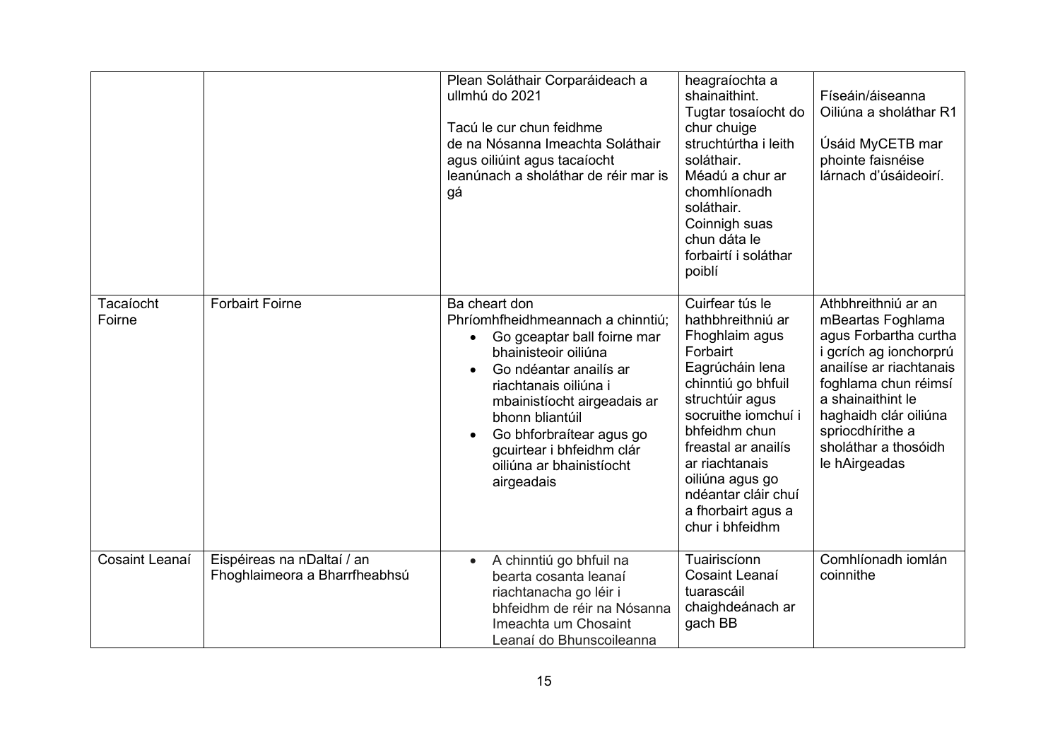| | | | | |
|---|---|---|---|---|
| | | Plean Soláthair Corparáideach a ullmhú do 2021<br><br>Tacú le cur chun feidhme de na Nósanna Imeachta Soláthair agus oiliúint agus tacaíocht leanúnach a sholáthar de réir mar is gá | heagraíochta a shainaithint. Tugtar tosaíocht do chur chuige struchtúrtha i leith soláthair. Méadú a chur ar chomhlíonadh soláthair. Coinnigh suas chun dáta le forbairtí i soláthar poiblí | Físeáin/áiseanna Oiliúna a sholáthar R1<br><br>Úsáid MyCETB mar phointe faisnéise lárnach d'úsáideoirí. |
| Tacaíocht Foirne | Forbairt Foirne | Ba cheart don Phríomhfheidhmeannach a chinntiú;<br>• Go gceaptar ball foirne mar bhainisteoir oiliúna<br>• Go ndéantar anailís ar riachtanais oiliúna i mbainistíocht airgeadais ar bhonn bliantúil<br>• Go bhforbraítear agus go gcuirtear i bhfeidhm clár oiliúna ar bhainistíocht airgeadais | Cuirfear tús le hathbhreithniú ar Fhoghlaim agus Forbairt Eagrúcháin lena chinntiú go bhfuil struchtúir agus socruithe iomchuí i bhfeidhm chun freastal ar anailís ar riachtanais oiliúna agus go ndéantar cláir chuí a fhorbairt agus a chur i bhfeidhm | Athbhreithniú ar an mBeartas Foghlama agus Forbartha curtha i gcrích ag ionchorprú anailíse ar riachtanais foghlama chun réimsí a shainaithint le haghaidh clár oiliúna spriocdhírithe a sholáthar a thosóidh le hAirgeadas |
| Cosaint Leanaí | Eispéireas na nDaltaí / an Fhoghlaimeora a Bharrfheabhsú | • A chinntiú go bhfuil na bearta cosanta leanaí riachtanacha go léir i bhfeidhm de réir na Nósanna Imeachta um Chosaint Leanaí do Bhunscoileanna | Tuairiscíonn Cosaint Leanaí tuarascáil chaighdeánach ar gach BB | Comhlíonadh iomlán coinnithe |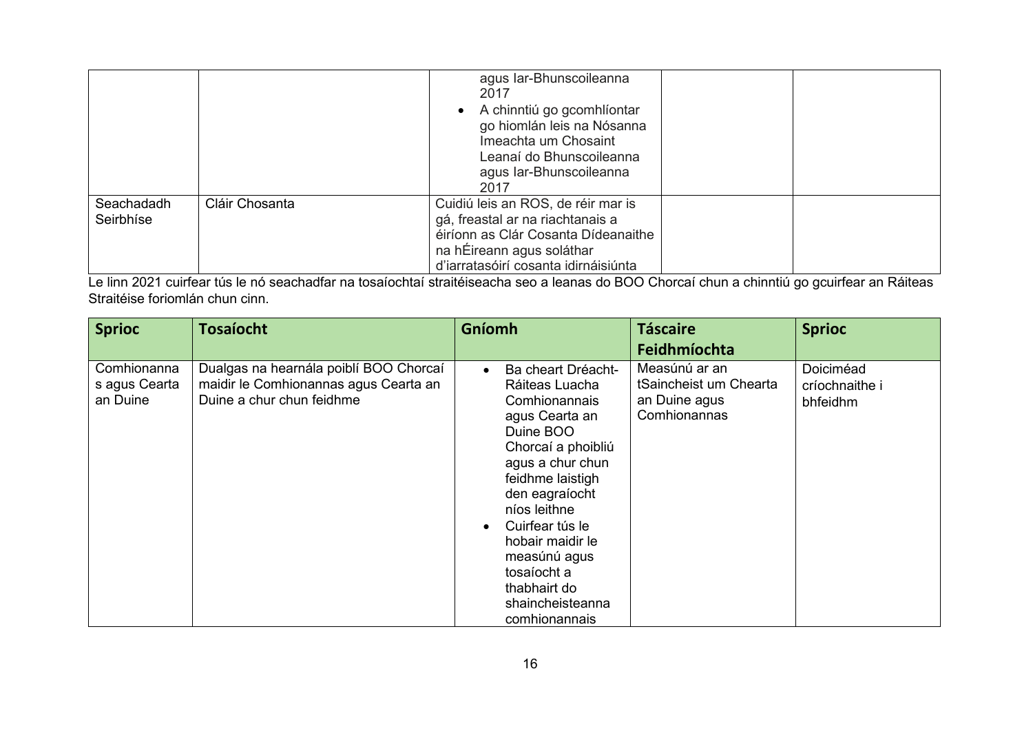| | | agus Iar-Bhunscoileanna 2017<br>• A chinntiú go gcomhlíontar go hiomlán leis na Nósanna Imeachta um Chosaint Leanaí do Bhunscoileanna agus Iar-Bhunscoileanna 2017 | | |
|---|---|---|---|---|
| Seachadadh Seirbhíse | Cláir Chosanta | Cuidiú leis an ROS, de réir mar is gá, freastal ar na riachtanais a éiríonn as Clár Cosanta Dídeanaithe na hÉireann agus soláthar d'iarratasóirí cosanta idirnáisiúnta | | |

Le linn 2021 cuirfear tús le nó seachadfar na tosaíochtaí straitéiseacha seo a leanas do BOO Chorcaí chun a chinntiú go gcuirfear an Ráiteas Straitéise foriomlán chun cinn.

| **Sprioc** | **Tosaíocht** | **Gníomh** | **Táscaire Feidhmíochta** | **Sprioc** |
|---|---|---|---|---|
| Comhionannas agus Cearta an Duine | Dualgas na hearnála poiblí BOO Chorcaí maidir le Comhionannas agus Cearta an Duine a chur chun feidhme | • Ba cheart Dréacht-Ráiteas Luacha Comhionannais agus Cearta an Duine BOO Chorcaí a phoibliú agus a chur chun feidhme laistigh den eagraíocht níos leithne<br>• Cuirfear tús le hobair maidir le measúnú agus tosaíocht a thabhairt do shaincheisteanna comhionannais | Measúnú ar an tSaincheist um Chearta an Duine agus Comhionannas | Doiciméad críochnaithe i bhfeidhm |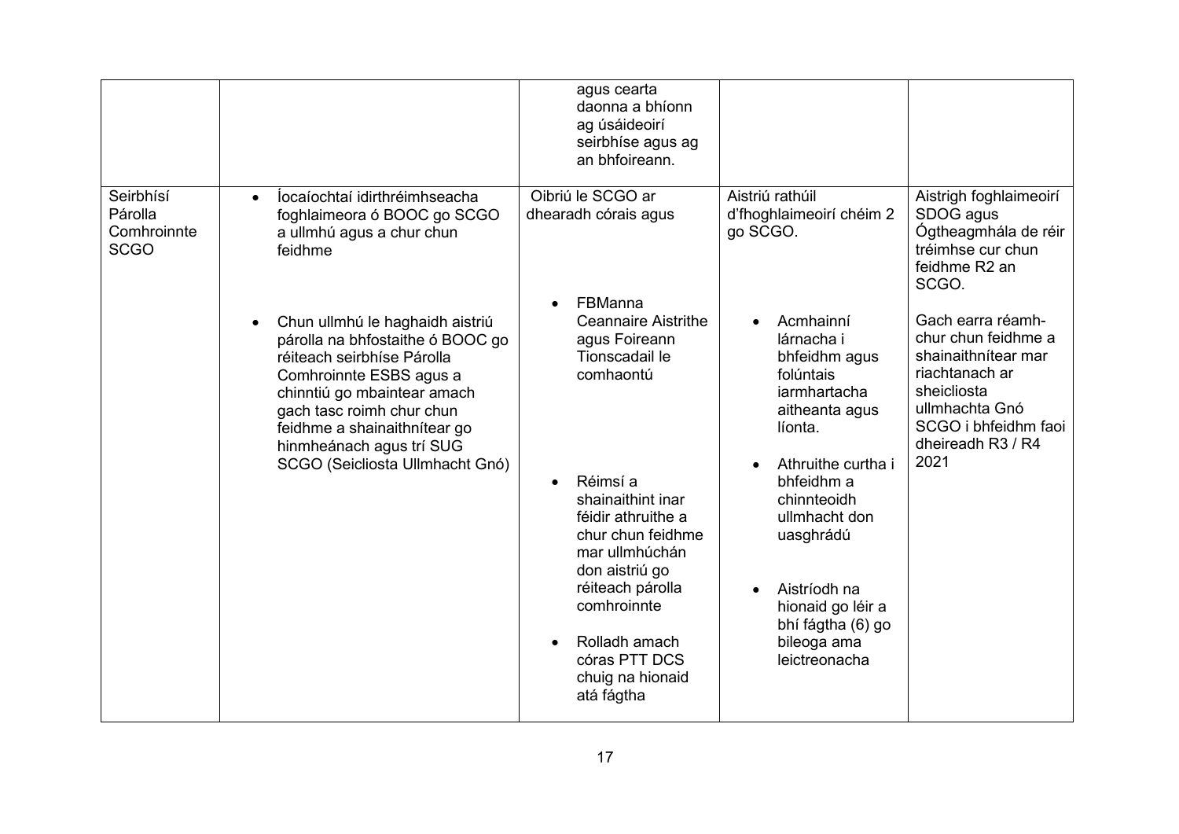| | | | | |
|---|---|---|---|---|
| | | agus cearta daonna a bhíonn ag úsáideoirí seirbhíse agus ag an bhfoireann. | | |
| Seirbhísí Párolla Comhroinnte SCGO | • Íocaíochtaí idirthréimhseacha foghlaimeora ó BOOC go SCGO a ullmhú agus a chur chun feidhme<br><br>• Chun ullmhú le haghaidh aistriú párolla na bhfostaithe ó BOOC go réiteach seirbhíse Párolla Comhroinnte ESBS agus a chinntiú go mbaintear amach gach tasc roimh chur chun feidhme a shainaithnítear go hinmheánach agus trí SUG SCGO (Seicliosta Ullmhacht Gnó) | Oibriú le SCGO ar dhearadh córais agus<br><br>• FBManna Ceannaire Aistrithe agus Foireann Tionscadail le comhaontú<br><br>• Réimsí a shainaithint inar féidir athruithe a chur chun feidhme mar ullmhúchán don aistriú go réiteach párolla comhroinnte<br><br>• Rolladh amach córas PTT DCS chuig na hionaid atá fágtha | Aistriú rathúil d'fhoghlaimeoirí chéim 2 go SCGO.<br><br>• Acmhainní lárnacha i bhfeidhm agus folúntais iarmhartacha aitheanta agus líonta.<br><br>• Athruithe curtha i bhfeidhm a chinnteoidh ullmhacht don uasghrádú<br><br>• Aistríodh na hionaid go léir a bhí fágtha (6) go bileoga ama leictreonacha | Aistrigh foghlaimeoirí SDOG agus Ógtheagmhála de réir tréimhse cur chun feidhme R2 an SCGO.<br><br>Gach earra réamh-chur chun feidhme a shainaithnítear mar riachtanach ar sheicliosta ullmhachta Gnó SCGO i bhfeidhm faoi dheireadh R3 / R4 2021 |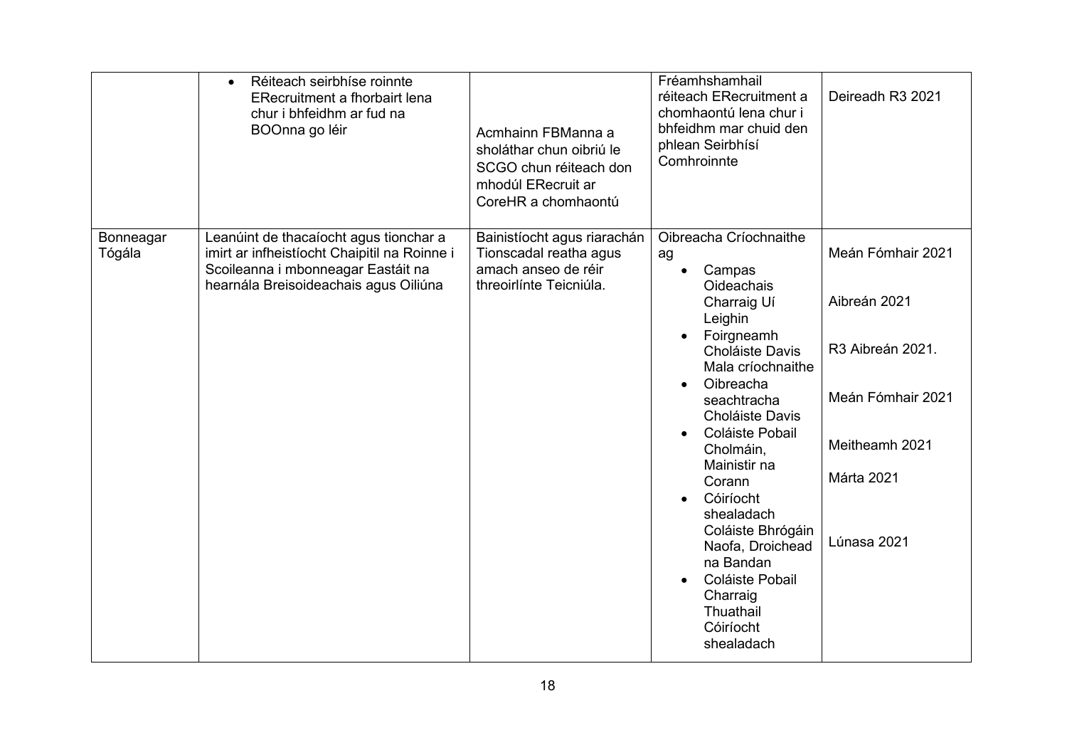| | | | | |
|---|---|---|---|---|
| | • Réiteach seirbhíse roinnte ERecruitment a fhorbairt lena chur i bhfeidhm ar fud na BOOnna go léir | Acmhainn FBManna a sholáthar chun oibriú le SCGO chun réiteach don mhodúl ERecruit ar CoreHR a chomhaontú | Fréamhshamhail réiteach ERecruitment a chomhaontú lena chur i bhfeidhm mar chuid den phlean Seirbhísí Comhroinnte | Deireadh R3 2021 |
| Bonneagar Tógála | Leanúint de thacaíocht agus tionchar a imirt ar infheistíocht Chaipitil na Roinne i Scoileanna i mbonneagar Eastáit na hearnála Breisoideachais agus Oiliúna | Bainistíocht agus riarachán Tionscadal reatha agus amach anseo de réir threoirlínte Teicniúla. | Oibreacha Críochnaithe ag<br>• Campas Oideachais Charraig Uí Leighin<br>• Foirgneamh Choláiste Davis Mala críochnaithe<br>• Oibreacha seachtracha Choláiste Davis<br>• Coláiste Pobail Cholmáin, Mainistir na Corann<br>• Cóiríocht shealadach Coláiste Bhrógáin Naofa, Droichead na Bandan<br>• Coláiste Pobail Charraig Thuathail Cóiríocht shealadach | Meán Fómhair 2021<br>Aibreán 2021<br>R3 Aibreán 2021.<br>Meán Fómhair 2021<br>Meitheamh 2021<br>Márta 2021<br>Lúnasa 2021 |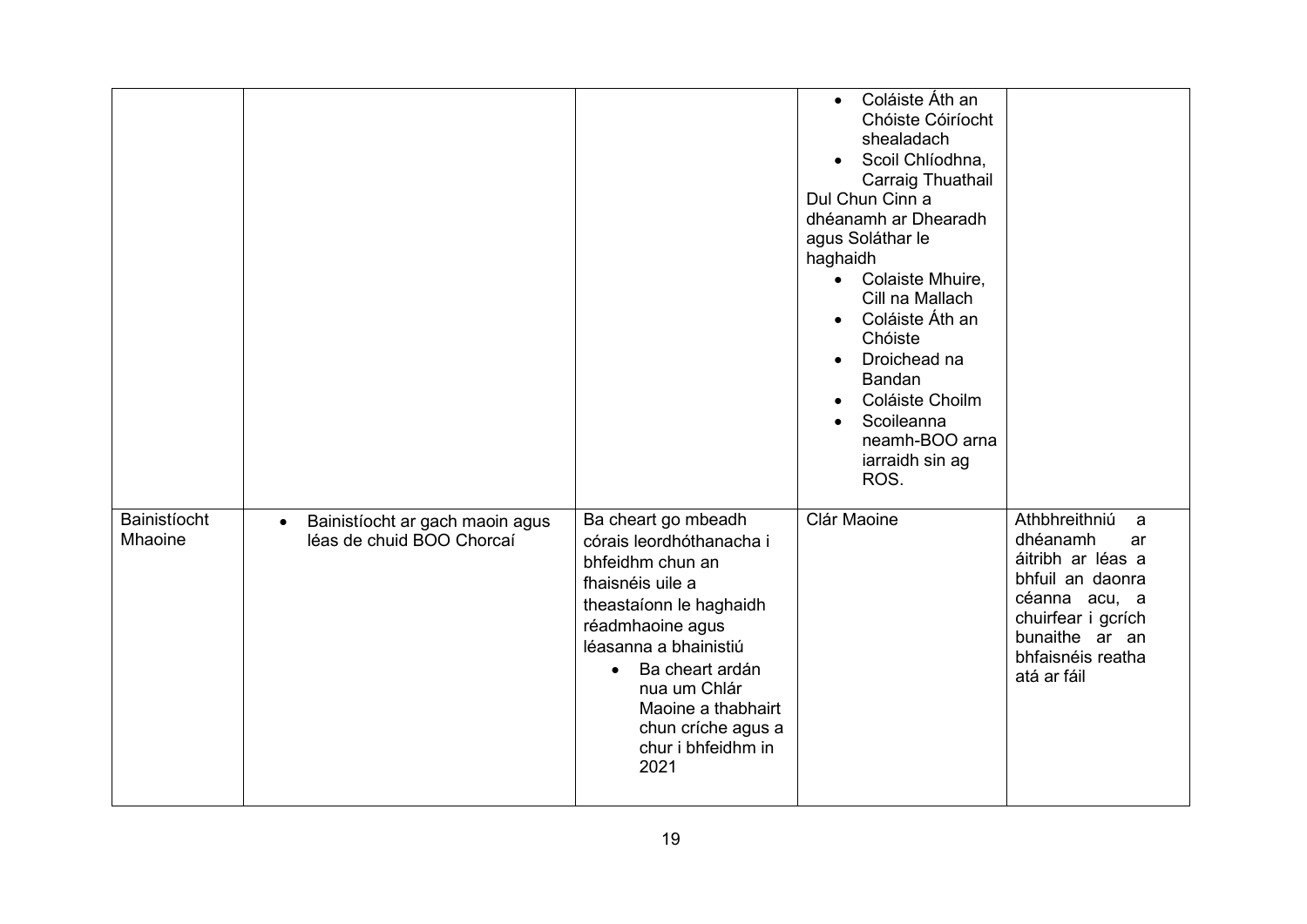| | | | | |
|---|---|---|---|---|
| | | | • Coláiste Áth an Chóiste Cóiríocht shealadach<br>• Scoil Chlíodhna, Carraig Thuathail<br>Dul Chun Cinn a dhéanamh ar Dhearadh agus Soláthar le haghaidh<br>• Colaiste Mhuire, Cill na Mallach<br>• Coláiste Áth an Chóiste<br>• Droichead na Bandan<br>• Coláiste Choilm<br>• Scoileanna neamh-BOO arna iarraidh sin ag ROS. | |
| Bainistíocht Mhaoine | • Bainistíocht ar gach maoin agus léas de chuid BOO Chorcaí | Ba cheart go mbeadh córais leordhóthanacha i bhfeidhm chun an fhaisnéis uile a theastaíonn le haghaidh réadmhaoine agus léasanna a bhainistiú<br>• Ba cheart ardán nua um Chlár Maoine a thabhairt chun críche agus a chur i bhfeidhm in 2021 | Clár Maoine | Athbhreithniú a dhéanamh ar áitribh ar léas a bhfuil an daonra céanna acu, a chuirfear i gcrích bunaithe ar an bhfaisnéis reatha atá ar fáil |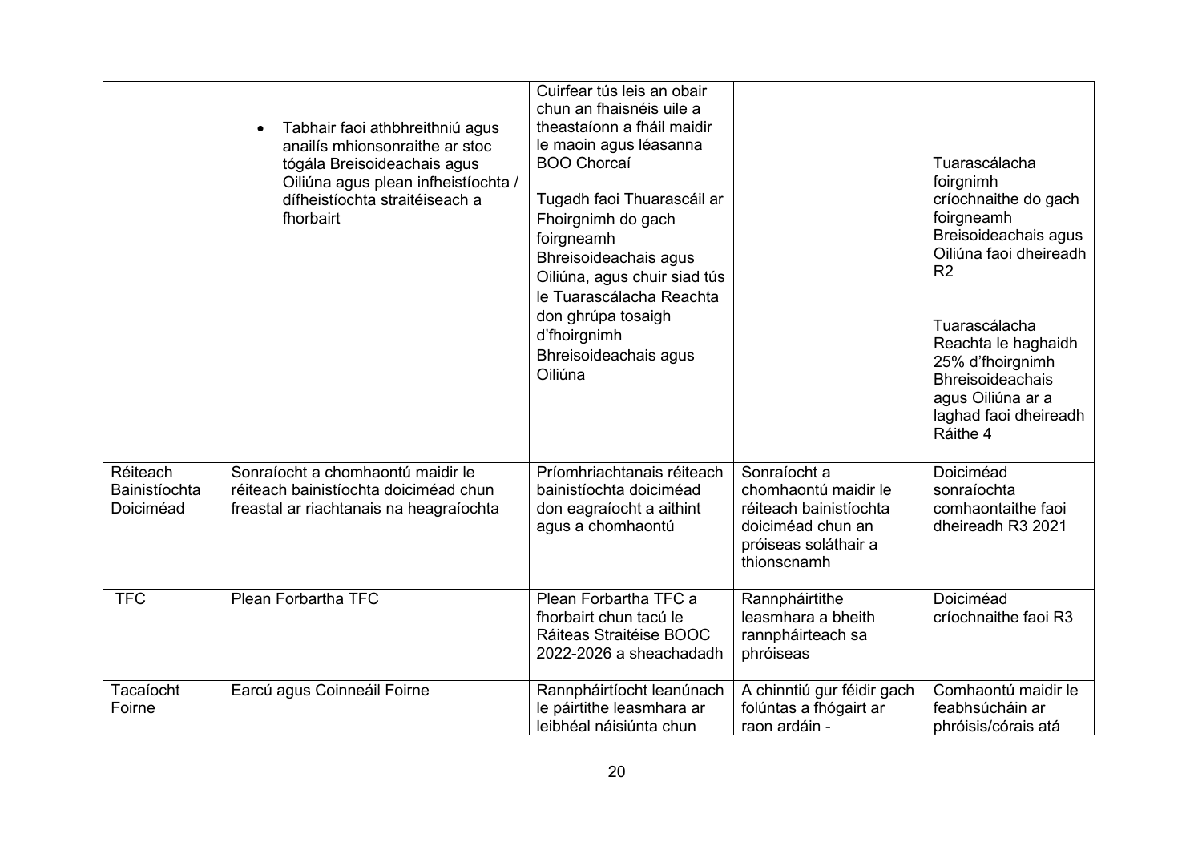| | | | | |
|---|---|---|---|---|
| | • Tabhair faoi athbhreithniú agus anailís mhionsonraithe ar stoc tógála Breisoideachais agus Oiliúna agus plean infheistíochta / dífheistíochta straitéiseach a fhorbairt | Cuirfear tús leis an obair chun an fhaisnéis uile a theastaíonn a fháil maidir le maoin agus léasanna BOO Chorcaí<br><br>Tugadh faoi Thuarascáil ar Fhoirgnimh do gach foirgneamh Bhreisoideachais agus Oiliúna, agus chuir siad tús le Tuarascálacha Reachta don ghrúpa tosaigh d'fhoirgnimh Bhreisoideachais agus Oiliúna | | Tuarascálacha foirgnimh críochnaithe do gach foirgneamh Breisoideachais agus Oiliúna faoi dheireadh R2<br><br>Tuarascálacha Reachta le haghaidh 25% d'fhoirgnimh Bhreisoideachais agus Oiliúna ar a laghad faoi dheireadh Ráithe 4 |
| Réiteach Bainistíochta Doiciméad | Sonraíocht a chomhaontú maidir le réiteach bainistíochta doiciméad chun freastal ar riachtanais na heagraíochta | Príomhriachtanais réiteach bainistíochta doiciméad don eagraíocht a aithint agus a chomhaontú | Sonraíocht a chomhaontú maidir le réiteach bainistíochta doiciméad chun an próiseas soláthair a thionscnamh | Doiciméad sonraíochta comhaontaithe faoi dheireadh R3 2021 |
| TFC | Plean Forbartha TFC | Plean Forbartha TFC a fhorbairt chun tacú le Ráiteas Straitéise BOOC 2022-2026 a sheachadadh | Rannpháirtithe leasmhara a bheith rannpháirteach sa phróiseas | Doiciméad críochnaithe faoi R3 |
| Tacaíocht Foirne | Earcú agus Coinneáil Foirne | Rannpháirtíocht leanúnach le páirtithe leasmhara ar leibhéal náisiúnta chun | A chinntiú gur féidir gach folúntas a fhógairt ar raon ardáin - | Comhaontú maidir le feabhsúcháin ar phróisis/córais atá |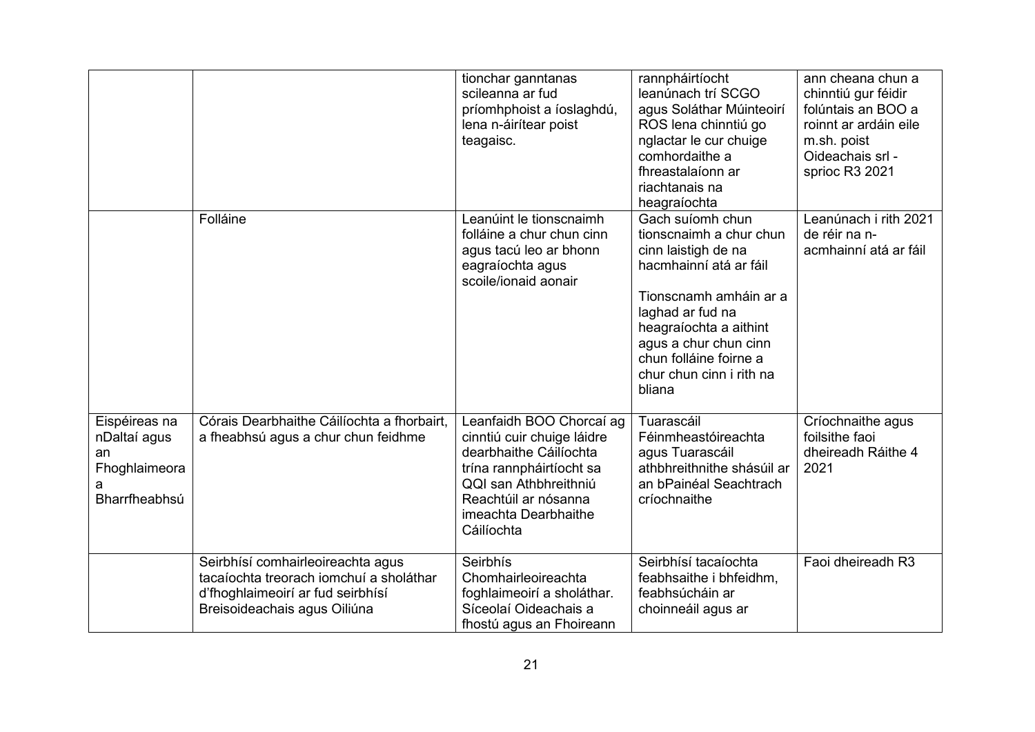| | | | | |
|---|---|---|---|---|
| | | tionchar ganntanas scileanna ar fud príomhphoist a íoslaghdú, lena n-áirítear poist teagaisc. | rannpháirtíocht leanúnach trí SCGO agus Soláthar Múinteoirí ROS lena chinntiú go nglactar le cur chuige comhordaithe a fhreastalaíonn ar riachtanais na heagraíochta | ann cheana chun a chinntiú gur féidir folúntais an BOO a roinnt ar ardáin eile m.sh. poist Oideachais srl - sprioc R3 2021 |
| | Folláine | Leanúint le tionscnaimh folláine a chur chun cinn agus tacú leo ar bhonn eagraíochta agus scoile/ionaid aonair | Gach suíomh chun tionscnaimh a chur chun cinn laistigh de na hacmhainní atá ar fáil<br><br>Tionscnamh amháin ar a laghad ar fud na heagraíochta a aithint agus a chur chun cinn chun folláine foirne a chur chun cinn i rith na bliana | Leanúnach i rith 2021 de réir na n-acmhainní atá ar fáil |
| Eispéireas na nDaltaí agus an Fhoghlaimeora a Bharrfheabhsú | Córais Dearbhaithe Cáilíochta a fhorbairt, a fheabhsú agus a chur chun feidhme | Leanfaidh BOO Chorcaí ag cinntiú cuir chuige láidre dearbhaithe Cáilíochta trína rannpháirtíocht sa QQI san Athbhreithniú Reachtúil ar nósanna imeachta Dearbhaithe Cáilíochta | Tuarascáil Féinmheastóireachta agus Tuarascáil athbhreithnithe shásúil ar an bPainéal Seachtrach críochnaithe | Críochnaithe agus foilsithe faoi dheireadh Ráithe 4 2021 |
| | Seirbhísí comhairleoireachta agus tacaíochta treorach iomchuí a sholáthar d'fhoghlaimeoirí ar fud seirbhísí Breisoideachais agus Oiliúna | Seirbhís Chomhairleoireachta foghlaimeoirí a sholáthar. Síceolaí Oideachais a fhostú agus an Fhoireann | Seirbhísí tacaíochta feabhsaithe i bhfeidhm, feabhsúcháin ar choinneáil agus ar | Faoi dheireadh R3 |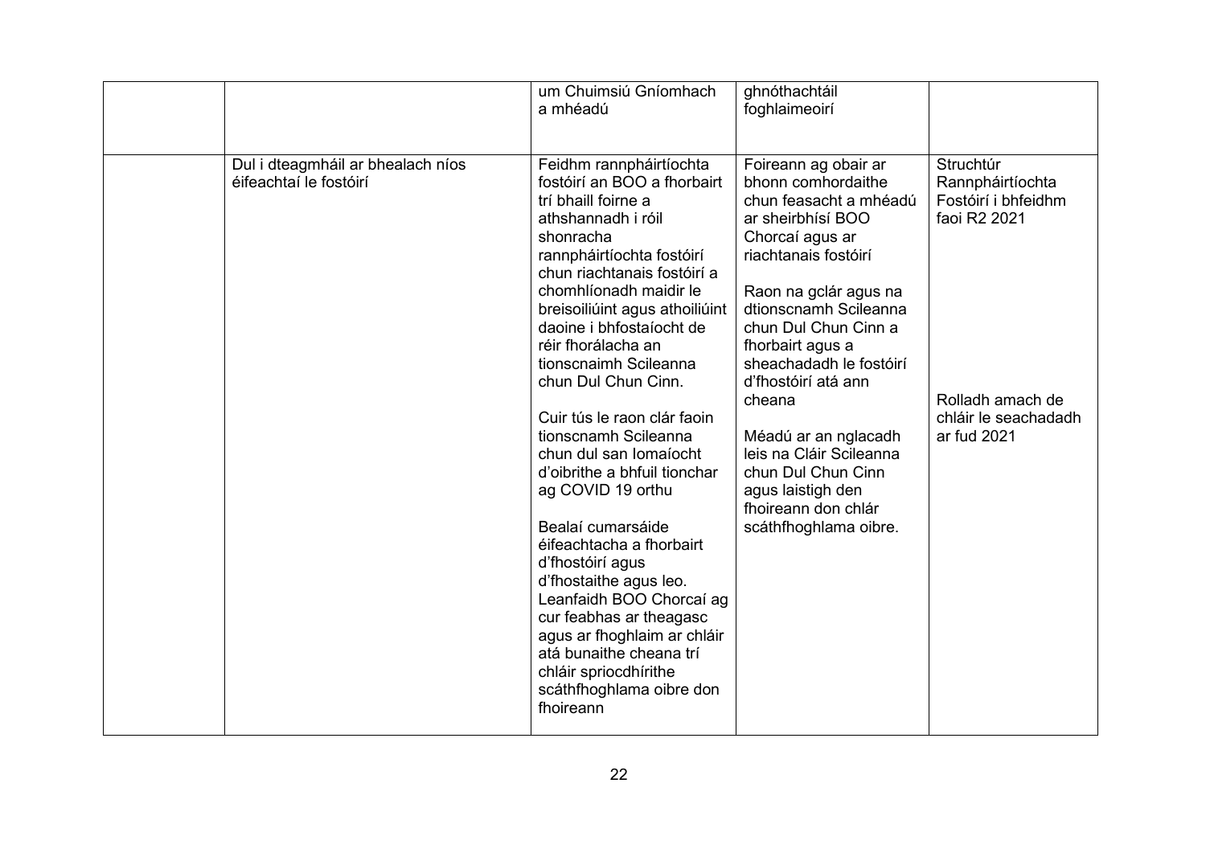| | | | | |
|---|---|---|---|---|
| | | um Chuimsiú Gníomhach a mhéadú | ghnóthachtáil foghlaimeoirí | |
| | Dul i dteagmháil ar bhealach níos éifeachtaí le fostóirí | Feidhm rannpháirtíochta fostóirí an BOO a fhorbairt trí bhaill foirne a athshannadh i róil shonracha rannpháirtíochta fostóirí chun riachtanais fostóirí a chomhlíonadh maidir le breisoiliúint agus athoiliúint daoine i bhfostaíocht de réir fhorálacha an tionscnaimh Scileanna chun Dul Chun Cinn.<br><br>Cuir tús le raon clár faoin tionscnamh Scileanna chun dul san Iomaíocht d'oibrithe a bhfuil tionchar ag COVID 19 orthu<br><br>Bealaí cumarsáide éifeachtacha a fhorbairt d'fhostóirí agus d'fhostaithe agus leo. Leanfaidh BOO Chorcaí ag cur feabhas ar theagasc agus ar fhoghlaim ar chláir atá bunaithe cheana trí chláir spriocdhírithe scáthfhoghlama oibre don fhoireann | Foireann ag obair ar bhonn comhordaithe chun feasacht a mhéadú ar sheirbhísí BOO Chorcaí agus ar riachtanais fostóirí<br><br>Raon na gclár agus na dtionscnamh Scileanna chun Dul Chun Cinn a fhorbairt agus a sheachadadh le fostóirí d'fhostóirí atá ann cheana<br><br>Méadú ar an nglacadh leis na Cláir Scileanna chun Dul Chun Cinn agus laistigh den fhoireann don chlár scáthfhoghlama oibre. | Struchtúr Rannpháirtíochta Fostóirí i bhfeidhm faoi R2 2021<br><br>Rolladh amach de chláir le seachadadh ar fud 2021 |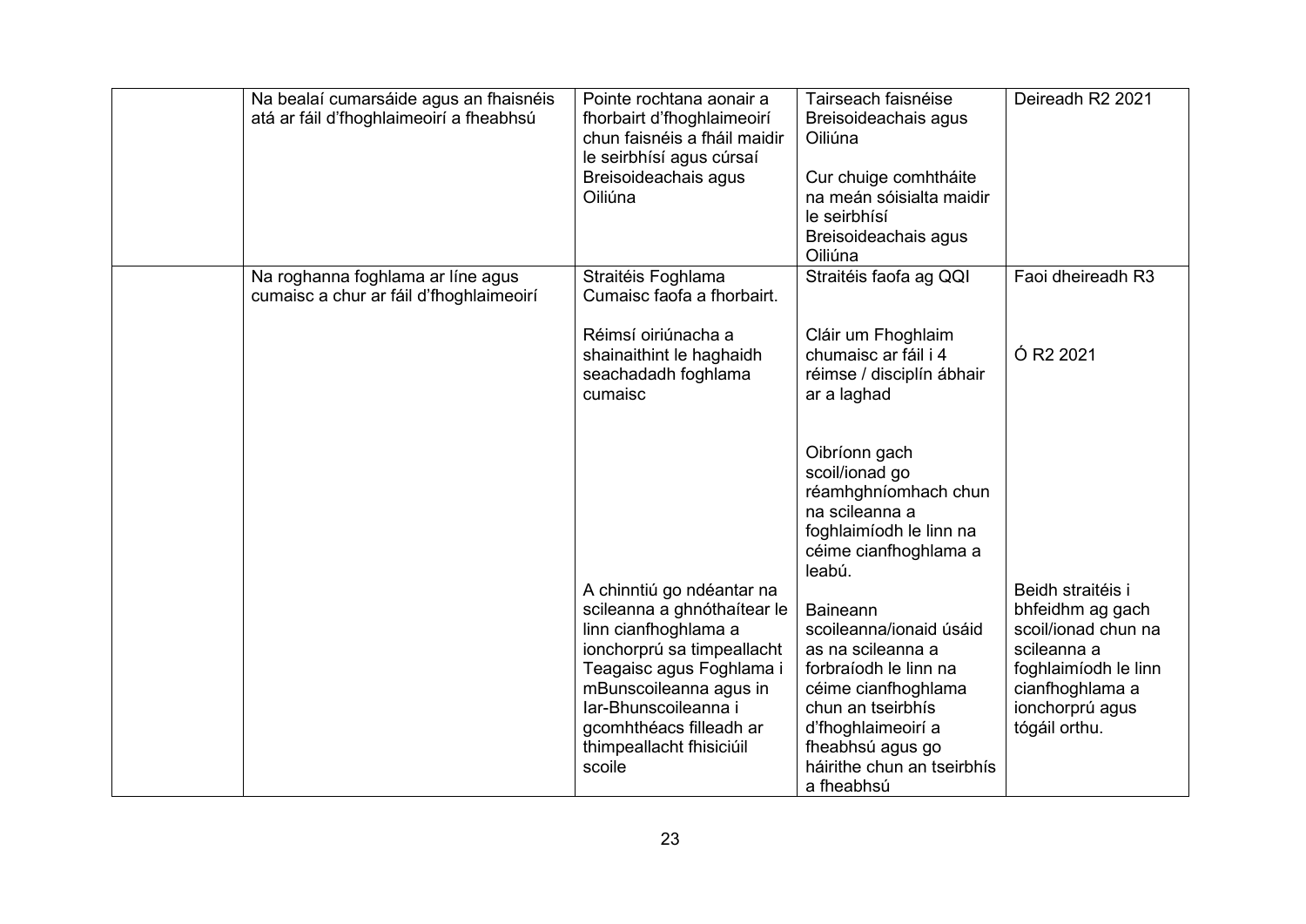| | | | | |
|---|---|---|---|---|
| | Na bealaí cumarsáide agus an fhaisnéis atá ar fáil d'fhoghlaimeoirí a fheabhsú | Pointe rochtana aonair a fhorbairt d'fhoghlaimeoirí chun faisnéis a fháil maidir le seirbhísí agus cúrsaí Breisoideachais agus Oiliúna | Tairseach faisnéise Breisoideachais agus Oiliúna<br><br>Cur chuige comhtháite na meán sóisialta maidir le seirbhísí Breisoideachais agus Oiliúna | Deireadh R2 2021 |
| | Na roghanna foghlama ar líne agus cumaisc a chur ar fáil d'fhoghlaimeoirí | Straitéis Foghlama Cumaisc faofa a fhorbairt.<br><br>Réimsí oiriúnacha a shainaithint le haghaidh seachadadh foghlama cumaisc | Straitéis faofa ag QQI<br><br>Cláir um Fhoghlaim chumaisc ar fáil i 4 réimse / disciplín ábhair ar a laghad<br><br>Oibríonn gach scoil/ionad go réamhghníomhach chun na scileanna a foghlaimíodh le linn na céime cianfhoghlama a leabú. | Faoi dheireadh R3<br><br>Ó R2 2021 |
| | | A chinntiú go ndéantar na scileanna a ghnóthaítear le linn cianfhoghlama a ionchorprú sa timpeallacht Teagaisc agus Foghlama i mBunscoileanna agus in Iar-Bhunscoileanna i gcomhthéacs filleadh ar thimpeallacht fhisiciúil scoile | Baineann scoileanna/ionaid úsáid as na scileanna a forbraíodh le linn na céime cianfhoghlama chun an tseirbhís d'fhoghlaimeoirí a fheabhsú agus go háirithe chun an tseirbhís a fheabhsú | Beidh straitéis i bhfeidhm ag gach scoil/ionad chun na scileanna a foghlaimíodh le linn cianfhoghlama a ionchorprú agus tógáil orthu. |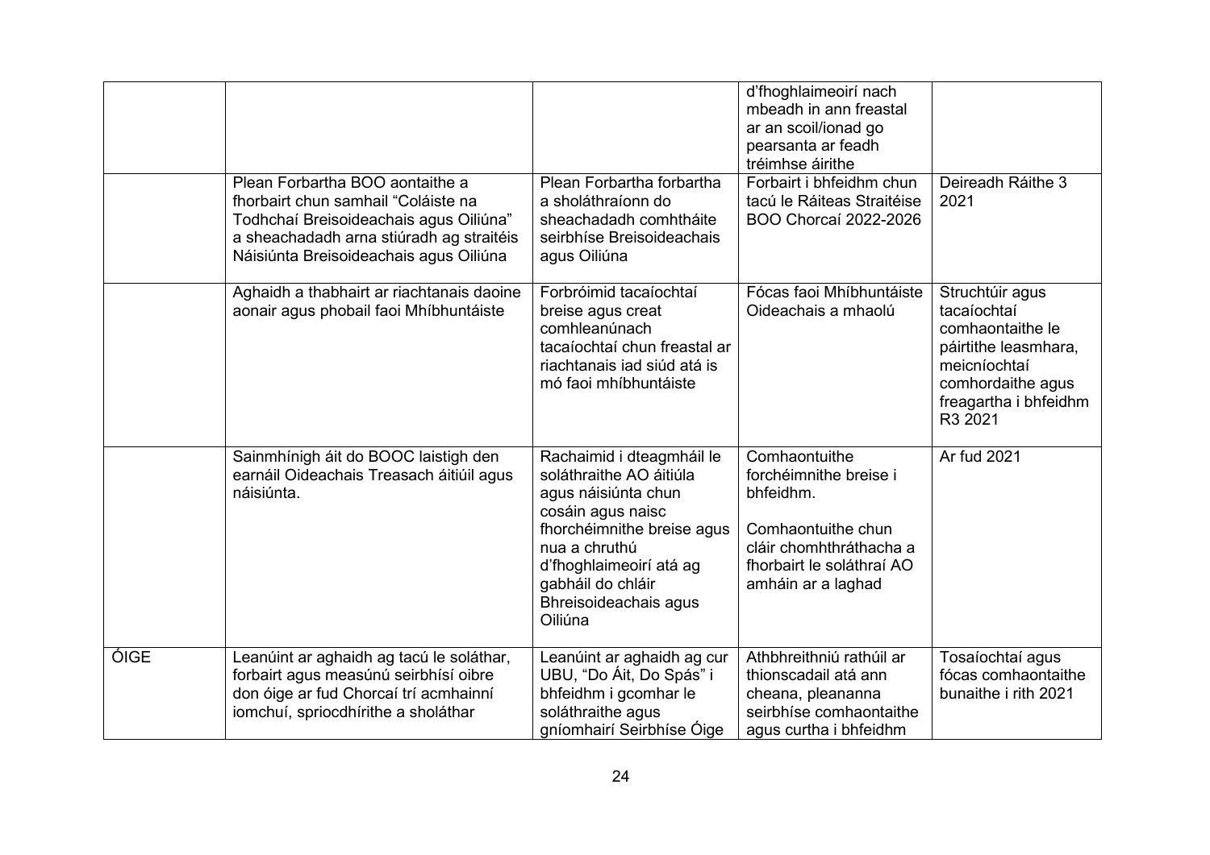| | | | | |
|---|---|---|---|---|
| | | | d'fhoghlaimeoirí nach mbeadh in ann freastal ar an scoil/ionad go pearsanta ar feadh tréimhse áirithe | |
| | Plean Forbartha BOO aontaithe a fhorbairt chun samhail "Coláiste na Todhchaí Breisoideachais agus Oiliúna" a sheachadadh arna stiúradh ag straitéis Náisiúnta Breisoideachais agus Oiliúna | Plean Forbartha forbartha a sholáthraíonn do sheachadadh comhtháite seirbhíse Breisoideachais agus Oiliúna | Forbairt i bhfeidhm chun tacú le Ráiteas Straitéise BOO Chorcaí 2022-2026 | Deireadh Ráithe 3 2021 |
| | Aghaidh a thabhairt ar riachtanais daoine aonair agus phobail faoi Mhíbhuntáiste | Forbróimid tacaíochtaí breise agus creat comhleanúnach tacaíochtaí chun freastal ar riachtanais iad siúd atá is mó faoi mhíbhuntáiste | Fócas faoi Mhíbhuntáiste Oideachais a mhaolú | Struchtúir agus tacaíochtaí comhaontaithe le páirtithe leasmhara, meicníochtaí comhordaithe agus freagartha i bhfeidhm R3 2021 |
| | Sainmhínigh áit do BOOC laistigh den earnáil Oideachais Treasach áitiúil agus náisiúnta. | Rachaimid i dteagmháil le soláthraithe AO áitiúla agus náisiúnta chun cosáin agus naisc fhorchéimnithe breise agus nua a chruthú d'fhoghlaimeoirí atá ag gabháil do chláir Bhreisoideachais agus Oiliúna | Comhaontuithe forchéimnithe breise i bhfeidhm.<br><br>Comhaontuithe chun cláir chomhthráthacha a fhorbairt le soláthraí AO amháin ar a laghad | Ar fud 2021 |
| ÓIGE | Leanúint ar aghaidh ag tacú le soláthar, forbairt agus measúnú seirbhísí oibre don óige ar fud Chorcaí trí acmhainní iomchuí, spriocdhírithe a sholáthar | Leanúint ar aghaidh ag cur UBU, "Do Áit, Do Spás" i bhfeidhm i gcomhar le soláthraithe agus gníomhairí Seirbhíse Óige | Athbhreithniú rathúil ar thionscadail atá ann cheana, pleananna seirbhíse comhaontaithe agus curtha i bhfeidhm | Tosaíochtaí agus fócas comhaontaithe bunaithe i rith 2021 |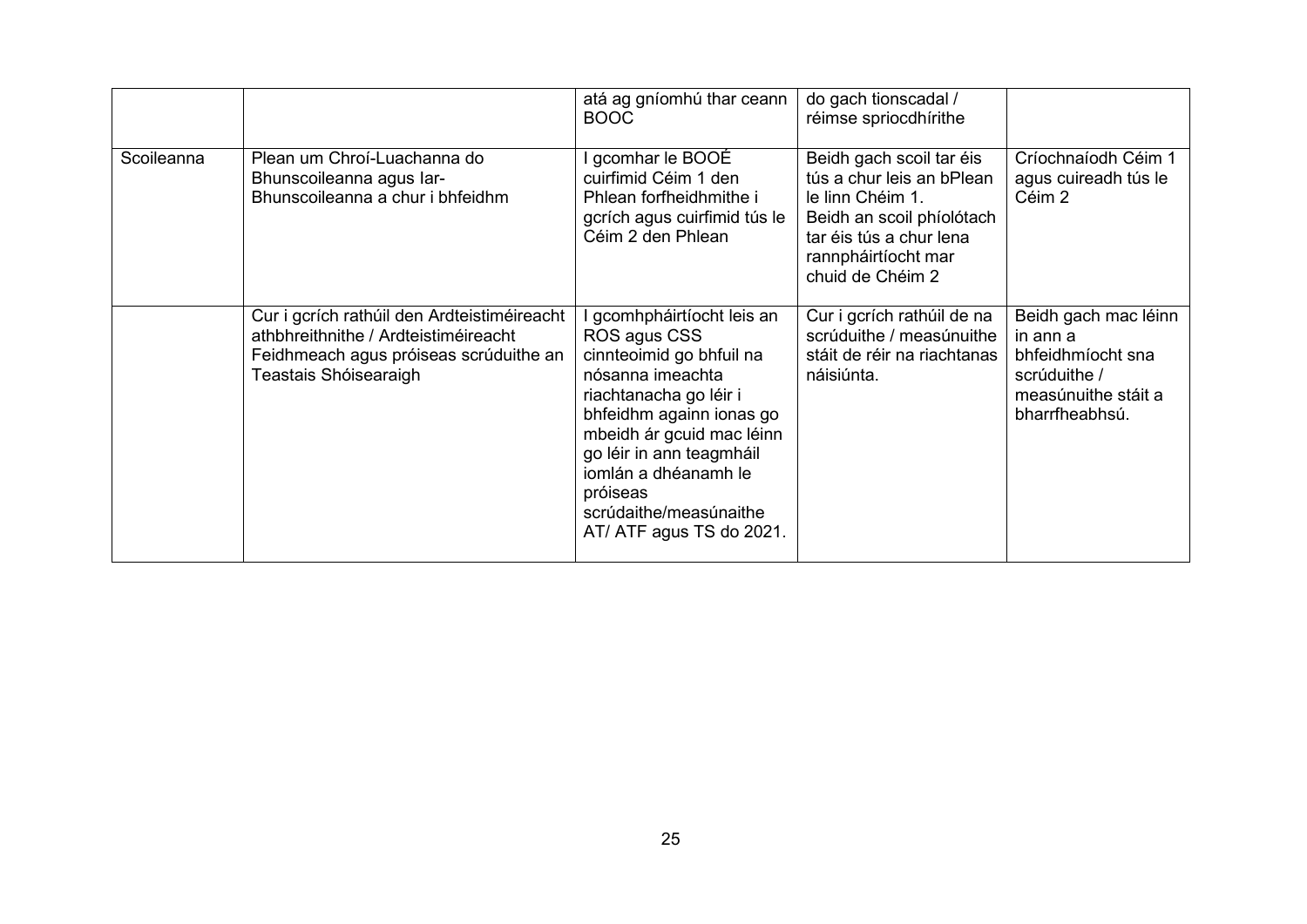| | | atá ag gníomhú thar ceann BOOC | do gach tionscadal / réimse spriocdhírithe | |
|---|---|---|---|---|
| Scoileanna | Plean um Chroí-Luachanna do Bhunscoileanna agus Iar-Bhunscoileanna a chur i bhfeidhm | I gcomhar le BOOÉ cuirfimid Céim 1 den Phlean forfheidhmithe i gcrích agus cuirfimid tús le Céim 2 den Phlean | Beidh gach scoil tar éis tús a chur leis an bPlean le linn Chéim 1. Beidh an scoil phíolótach tar éis tús a chur lena rannpháirtíocht mar chuid de Chéim 2 | Críochnaíodh Céim 1 agus cuireadh tús le Céim 2 |
| | Cur i gcrích rathúil den Ardteistiméireacht athbhreithnithe / Ardteistiméireacht Feidhmeach agus próiseas scrúduithe an Teastais Shóisearaigh | I gcomhpháirtíocht leis an ROS agus CSS cinnteoimid go bhfuil na nósanna imeachta riachtanacha go léir i bhfeidhm againn ionas go mbeidh ár gcuid mac léinn go léir in ann teagmháil iomlán a dhéanamh le próiseas scrúdaithe/measúnaithe AT/ ATF agus TS do 2021. | Cur i gcrích rathúil de na scrúduithe / measúnuithe stáit de réir na riachtanas náisiúnta. | Beidh gach mac léinn in ann a bhfeidhmíocht sna scrúduithe / measúnuithe stáit a bharrfheabhsú. |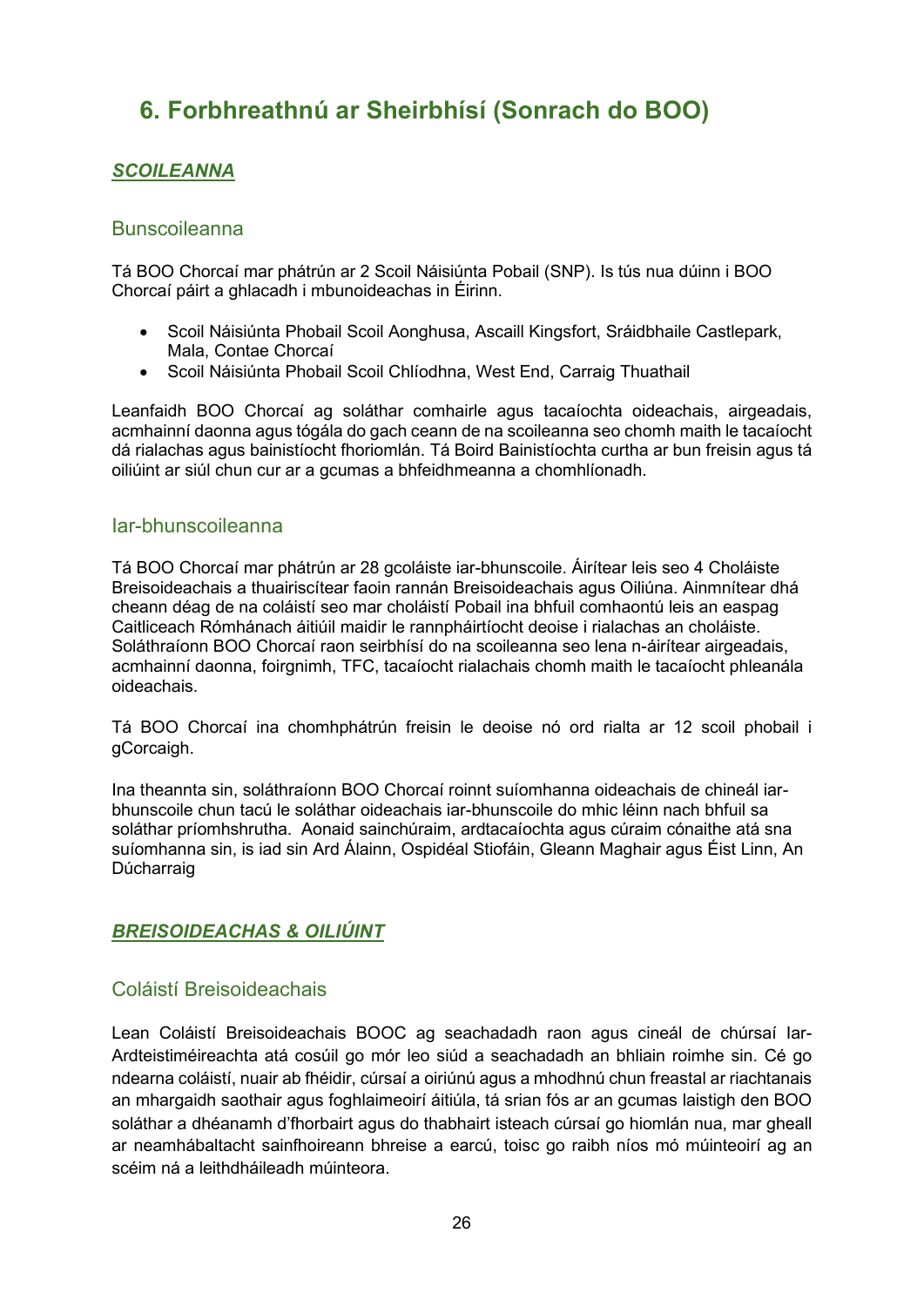# 6. Forbhreathnú ar Sheirbhísí (Sonrach do BOO)

## ***SCOILEANNA***

### Bunscoileanna

Tá BOO Chorcaí mar phátrún ar 2 Scoil Náisiúnta Pobail (SNP). Is tús nua dúinn i BOO Chorcaí páirt a ghlacadh i mbunoideachas in Éirinn.

- Scoil Náisiúnta Phobail Scoil Aonghusa, Ascaill Kingsfort, Sráidbhaile Castlepark, Mala, Contae Chorcaí
- Scoil Náisiúnta Phobail Scoil Chlíodhna, West End, Carraig Thuathail

Leanfaidh BOO Chorcaí ag soláthar comhairle agus tacaíochta oideachais, airgeadais, acmhainní daonna agus tógála do gach ceann de na scoileanna seo chomh maith le tacaíocht dá rialachas agus bainistíocht fhoriomlán. Tá Boird Bainistíochta curtha ar bun freisin agus tá oiliúint ar siúl chun cur ar a gcumas a bhfeidhmeanna a chomhlíonadh.

### Iar-bhunscoileanna

Tá BOO Chorcaí mar phátrún ar 28 gcoláiste iar-bhunscoile. Áirítear leis seo 4 Choláiste Breisoideachais a thuairiscítear faoin rannán Breisoideachais agus Oiliúna. Ainmnítear dhá cheann déag de na coláistí seo mar choláistí Pobail ina bhfuil comhaontú leis an easpag Caitliceach Rómhánach áitiúil maidir le rannpháirtíocht deoise i rialachas an choláiste. Soláthraíonn BOO Chorcaí raon seirbhísí do na scoileanna seo lena n-áirítear airgeadais, acmhainní daonna, foirgnimh, TFC, tacaíocht rialachais chomh maith le tacaíocht phleanála oideachais.

Tá BOO Chorcaí ina chomhphátrún freisin le deoise nó ord rialta ar 12 scoil phobail i gCorcaigh.

Ina theannta sin, soláthraíonn BOO Chorcaí roinnt suíomhanna oideachais de chineál iar-bhunscoile chun tacú le soláthar oideachais iar-bhunscoile do mhic léinn nach bhfuil sa soláthar príomhshrutha. Aonaid sainchúraim, ardtacaíochta agus cúraim cónaithe atá sna suíomhanna sin, is iad sin Ard Álainn, Ospidéal Stiofáin, Gleann Maghair agus Éist Linn, An Dúcharraig

## ***BREISOIDEACHAS & OILIÚINT***

### Coláistí Breisoideachais

Lean Coláistí Breisoideachais BOOC ag seachadadh raon agus cineál de chúrsaí Iar-Ardteistiméireachta atá cosúil go mór leo siúd a seachadadh an bhliain roimhe sin. Cé go ndearna coláistí, nuair ab fhéidir, cúrsaí a oiriúnú agus a mhodhnú chun freastal ar riachtanais an mhargaidh saothair agus foghlaimeoirí áitiúla, tá srian fós ar an gcumas laistigh den BOO soláthar a dhéanamh d'fhorbairt agus do thabhairt isteach cúrsaí go hiomlán nua, mar gheall ar neamhábaltacht sainfhoireann bhreise a earcú, toisc go raibh níos mó múinteoirí ag an scéim ná a leithdháileadh múinteora.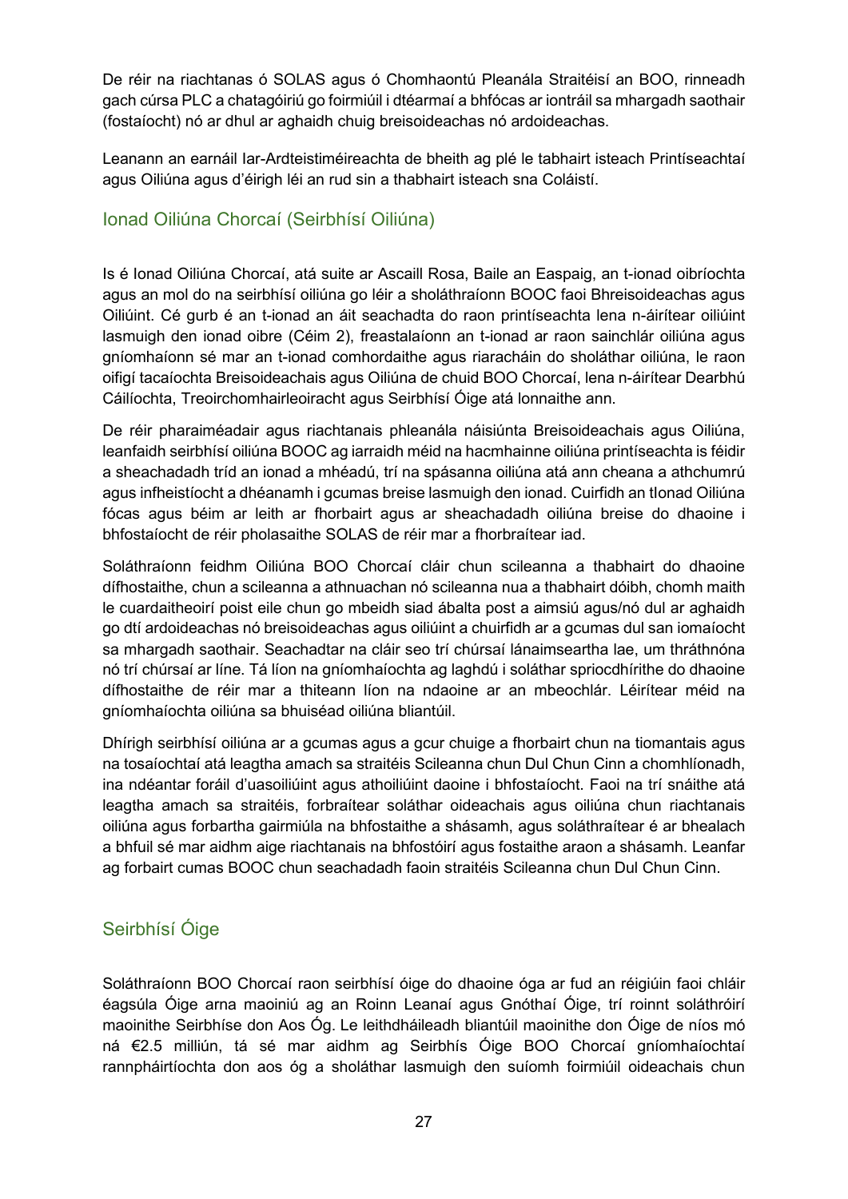De réir na riachtanas ó SOLAS agus ó Chomhaontú Pleanála Straitéisí an BOO, rinneadh gach cúrsa PLC a chatagóiriú go foirmiúil i dtéarmaí a bhfócas ar iontráil sa mhargadh saothair (fostaíocht) nó ar dhul ar aghaidh chuig breisoideachas nó ardoideachas.

Leanann an earnáil Iar-Ardteistiméireachta de bheith ag plé le tabhairt isteach Printíseachtaí agus Oiliúna agus d'éirigh léi an rud sin a thabhairt isteach sna Coláistí.

## Ionad Oiliúna Chorcaí (Seirbhísí Oiliúna)

Is é Ionad Oiliúna Chorcaí, atá suite ar Ascaill Rosa, Baile an Easpaig, an t-ionad oibríochta agus an mol do na seirbhísí oiliúna go léir a sholáthraíonn BOOC faoi Bhreisoideachas agus Oiliúint. Cé gurb é an t-ionad an áit seachadta do raon printíseachta lena n-áirítear oiliúint lasmuigh den ionad oibre (Céim 2), freastalaíonn an t-ionad ar raon sainchlár oiliúna agus gníomhaíonn sé mar an t-ionad comhordaithe agus riaracháin do sholáthar oiliúna, le raon oifigí tacaíochta Breisoideachais agus Oiliúna de chuid BOO Chorcaí, lena n-áirítear Dearbhú Cáilíochta, Treoirchomhairleoiracht agus Seirbhísí Óige atá lonnaithe ann.

De réir pharaiméadair agus riachtanais phleanála náisiúnta Breisoideachais agus Oiliúna, leanfaidh seirbhísí oiliúna BOOC ag iarraidh méid na hacmhainne oiliúna printíseachta is féidir a sheachadadh tríd an ionad a mhéadú, trí na spásanna oiliúna atá ann cheana a athchumrú agus infheistíocht a dhéanamh i gcumas breise lasmuigh den ionad. Cuirfidh an tIonad Oiliúna fócas agus béim ar leith ar fhorbairt agus ar sheachadadh oiliúna breise do dhaoine i bhfostaíocht de réir pholasaithe SOLAS de réir mar a fhorbraítear iad.

Soláthraíonn feidhm Oiliúna BOO Chorcaí cláir chun scileanna a thabhairt do dhaoine dífhostaithe, chun a scileanna a athnuachan nó scileanna nua a thabhairt dóibh, chomh maith le cuardaitheoirí poist eile chun go mbeidh siad ábalta post a aimsiú agus/nó dul ar aghaidh go dtí ardoideachas nó breisoideachas agus oiliúint a chuirfidh ar a gcumas dul san iomaíocht sa mhargadh saothair. Seachadtar na cláir seo trí chúrsaí lánaimseartha lae, um thráthnóna nó trí chúrsaí ar líne. Tá líon na gníomhaíochta ag laghdú i soláthar spriocdhírithe do dhaoine dífhostaithe de réir mar a thiteann líon na ndaoine ar an mbeochlár. Léirítear méid na gníomhaíochta oiliúna sa bhuiséad oiliúna bliantúil.

Dhírigh seirbhísí oiliúna ar a gcumas agus a gcur chuige a fhorbairt chun na tiomantais agus na tosaíochtaí atá leagtha amach sa straitéis Scileanna chun Dul Chun Cinn a chomhlíonadh, ina ndéantar foráil d'uasoiliúint agus athoiliúint daoine i bhfostaíocht. Faoi na trí snáithe atá leagtha amach sa straitéis, forbraítear soláthar oideachais agus oiliúna chun riachtanais oiliúna agus forbartha gairmiúla na bhfostaithe a shásamh, agus soláthraítear é ar bhealach a bhfuil sé mar aidhm aige riachtanais na bhfostóirí agus fostaithe araon a shásamh. Leanfar ag forbairt cumas BOOC chun seachadadh faoin straitéis Scileanna chun Dul Chun Cinn.

## Seirbhísí Óige

Soláthraíonn BOO Chorcaí raon seirbhísí óige do dhaoine óga ar fud an réigiúin faoi chláir éagsúla Óige arna maoiniú ag an Roinn Leanaí agus Gnóthaí Óige, trí roinnt soláthróirí maoinithe Seirbhíse don Aos Óg. Le leithdháileadh bliantúil maoinithe don Óige de níos mó ná €2.5 milliún, tá sé mar aidhm ag Seirbhís Óige BOO Chorcaí gníomhaíochtaí rannpháirtíochta don aos óg a sholáthar lasmuigh den suíomh foirmiúil oideachais chun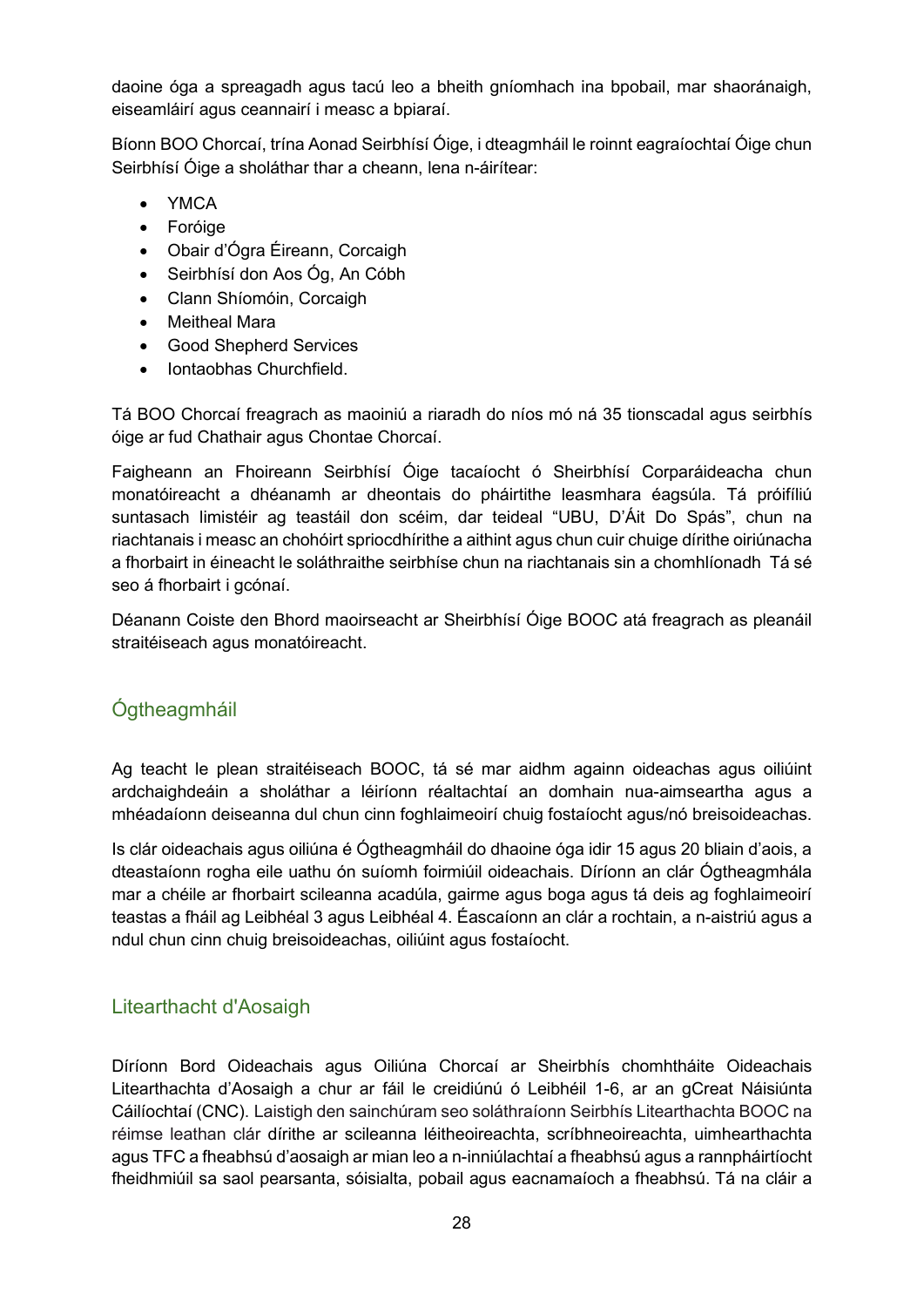daoine óga a spreagadh agus tacú leo a bheith gníomhach ina bpobail, mar shaoránaigh, eiseamláirí agus ceannairí i measc a bpiaraí.

Bíonn BOO Chorcaí, trína Aonad Seirbhísí Óige, i dteagmháil le roinnt eagraíochtaí Óige chun Seirbhísí Óige a sholáthar thar a cheann, lena n-áirítear:

- YMCA
- Foróige
- Obair d'Ógra Éireann, Corcaigh
- Seirbhísí don Aos Óg, An Cóbh
- Clann Shíomóin, Corcaigh
- Meitheal Mara
- Good Shepherd Services
- Iontaobhas Churchfield.

Tá BOO Chorcaí freagrach as maoiniú a riaradh do níos mó ná 35 tionscadal agus seirbhís óige ar fud Chathair agus Chontae Chorcaí.

Faigheann an Fhoireann Seirbhísí Óige tacaíocht ó Sheirbhísí Corparáideacha chun monatóireacht a dhéanamh ar dheontais do pháirtithe leasmhara éagsúla. Tá próifíliú suntasach limistéir ag teastáil don scéim, dar teideal "UBU, D'Áit Do Spás", chun na riachtanais i measc an chohóirt spriocdhírithe a aithint agus chun cuir chuige dírithe oiriúnacha a fhorbairt in éineacht le soláthraithe seirbhíse chun na riachtanais sin a chomhlíonadh Tá sé seo á fhorbairt i gcónaí.

Déanann Coiste den Bhord maoirseacht ar Sheirbhísí Óige BOOC atá freagrach as pleanáil straitéiseach agus monatóireacht.

## Ógtheagmháil

Ag teacht le plean straitéiseach BOOC, tá sé mar aidhm againn oideachas agus oiliúint ardchaighdeáin a sholáthar a léiríonn réaltachtaí an domhain nua-aimseartha agus a mhéadaíonn deiseanna dul chun cinn foghlaimeoirí chuig fostaíocht agus/nó breisoideachas.

Is clár oideachais agus oiliúna é Ógtheagmháil do dhaoine óga idir 15 agus 20 bliain d'aois, a dteastaíonn rogha eile uathu ón suíomh foirmiúil oideachais. Díríonn an clár Ógtheagmhála mar a chéile ar fhorbairt scileanna acadúla, gairme agus boga agus tá deis ag foghlaimeoirí teastas a fháil ag Leibhéal 3 agus Leibhéal 4. Éascaíonn an clár a rochtain, a n-aistriú agus a ndul chun cinn chuig breisoideachas, oiliúint agus fostaíocht.

## Litearthacht d'Aosaigh

Díríonn Bord Oideachais agus Oiliúna Chorcaí ar Sheirbhís chomhtháite Oideachais Litearthachta d'Aosaigh a chur ar fáil le creidiúnú ó Leibhéil 1-6, ar an gCreat Náisiúnta Cáilíochtaí (CNC). Laistigh den sainchúram seo soláthraíonn Seirbhís Litearthachta BOOC na réimse leathan clár dírithe ar scileanna léitheoireachta, scríbhneoireachta, uimhearthachta agus TFC a fheabhsú d'aosaigh ar mian leo a n-inniúlachtaí a fheabhsú agus a rannpháirtíocht fheidhmiúil sa saol pearsanta, sóisialta, pobail agus eacnamaíoch a fheabhsú. Tá na cláir a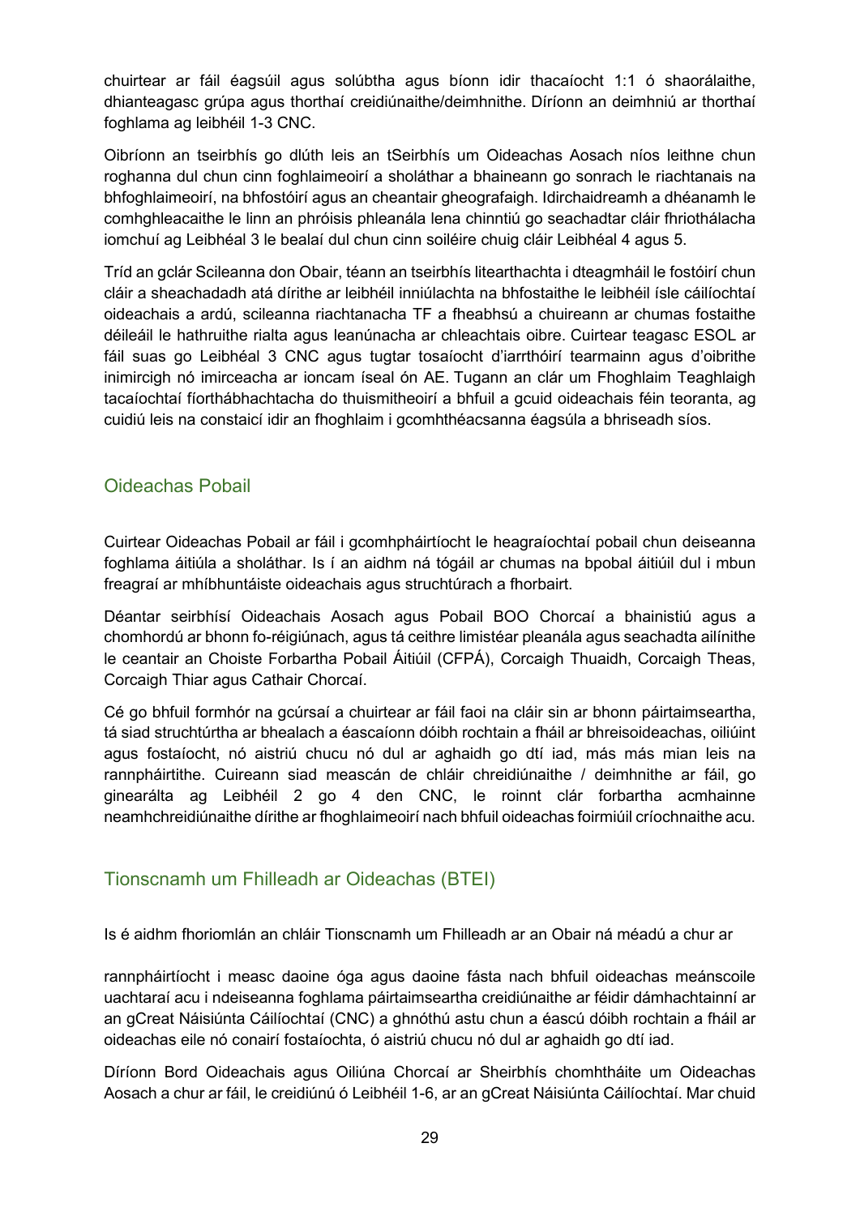chuirtear ar fáil éagsúil agus solúbtha agus bíonn idir thacaíocht 1:1 ó shaorálaithe, dhianteagasc grúpa agus thorthaí creidiúnaithe/deimhnithe. Díríonn an deimhniú ar thorthaí foghlama ag leibhéil 1-3 CNC.

Oibríonn an tseirbhís go dlúth leis an tSeirbhís um Oideachas Aosach níos leithne chun roghanna dul chun cinn foghlaimeoirí a sholáthar a bhaineann go sonrach le riachtanais na bhfoghlaimeoirí, na bhfostóirí agus an cheantair gheografaigh. Idirchaidreamh a dhéanamh le comhghleacaithe le linn an phróisis phleanála lena chinntiú go seachadtar cláir fhriothálacha iomchuí ag Leibhéal 3 le bealaí dul chun cinn soiléire chuig cláir Leibhéal 4 agus 5.

Tríd an gclár Scileanna don Obair, téann an tseirbhís litearthachta i dteagmháil le fostóirí chun cláir a sheachadadh atá dírithe ar leibhéil inniúlachta na bhfostaithe le leibhéil ísle cáilíochtaí oideachais a ardú, scileanna riachtanacha TF a fheabhsú a chuireann ar chumas fostaithe déileáil le hathruithe rialta agus leanúnacha ar chleachtais oibre. Cuirtear teagasc ESOL ar fáil suas go Leibhéal 3 CNC agus tugtar tosaíocht d'iarrthóirí tearmainn agus d'oibrithe inimircigh nó imirceacha ar ioncam íseal ón AE. Tugann an clár um Fhoghlaim Teaghlaigh tacaíochtaí fíorthábhachtacha do thuismitheoirí a bhfuil a gcuid oideachais féin teoranta, ag cuidiú leis na constaicí idir an fhoghlaim i gcomhthéacsanna éagsúla a bhriseadh síos.

## Oideachas Pobail

Cuirtear Oideachas Pobail ar fáil i gcomhpháirtíocht le heagraíochtaí pobail chun deiseanna foghlama áitiúla a sholáthar. Is í an aidhm ná tógáil ar chumas na bpobal áitiúil dul i mbun freagraí ar mhíbhuntáiste oideachais agus struchtúrach a fhorbairt.

Déantar seirbhísí Oideachais Aosach agus Pobail BOO Chorcaí a bhainistiú agus a chomhordú ar bhonn fo-réigiúnach, agus tá ceithre limistéar pleanála agus seachadta ailínithe le ceantair an Choiste Forbartha Pobail Áitiúil (CFPÁ), Corcaigh Thuaidh, Corcaigh Theas, Corcaigh Thiar agus Cathair Chorcaí.

Cé go bhfuil formhór na gcúrsaí a chuirtear ar fáil faoi na cláir sin ar bhonn páirtaimseartha, tá siad struchtúrtha ar bhealach a éascaíonn dóibh rochtain a fháil ar bhreisoideachas, oiliúint agus fostaíocht, nó aistriú chucu nó dul ar aghaidh go dtí iad, más más mian leis na rannpháirtithe. Cuireann siad meascán de chláir chreidiúnaithe / deimhnithe ar fáil, go ginearálta ag Leibhéil 2 go 4 den CNC, le roinnt clár forbartha acmhainne neamhchreidiúnaithe dírithe ar fhoghlaimeoirí nach bhfuil oideachas foirmiúil críochnaithe acu.

## Tionscnamh um Fhilleadh ar Oideachas (BTEI)

Is é aidhm fhoriomlán an chláir Tionscnamh um Fhilleadh ar an Obair ná méadú a chur ar

rannpháirtíocht i measc daoine óga agus daoine fásta nach bhfuil oideachas meánscoile uachtaraí acu i ndeiseanna foghlama páirtaimseartha creidiúnaithe ar féidir dámhachtainní ar an gCreat Náisiúnta Cáilíochtaí (CNC) a ghnóthú astu chun a éascú dóibh rochtain a fháil ar oideachas eile nó conairí fostaíochta, ó aistriú chucu nó dul ar aghaidh go dtí iad.

Díríonn Bord Oideachais agus Oiliúna Chorcaí ar Sheirbhís chomhtháite um Oideachas Aosach a chur ar fáil, le creidiúnú ó Leibhéil 1-6, ar an gCreat Náisiúnta Cáilíochtaí. Mar chuid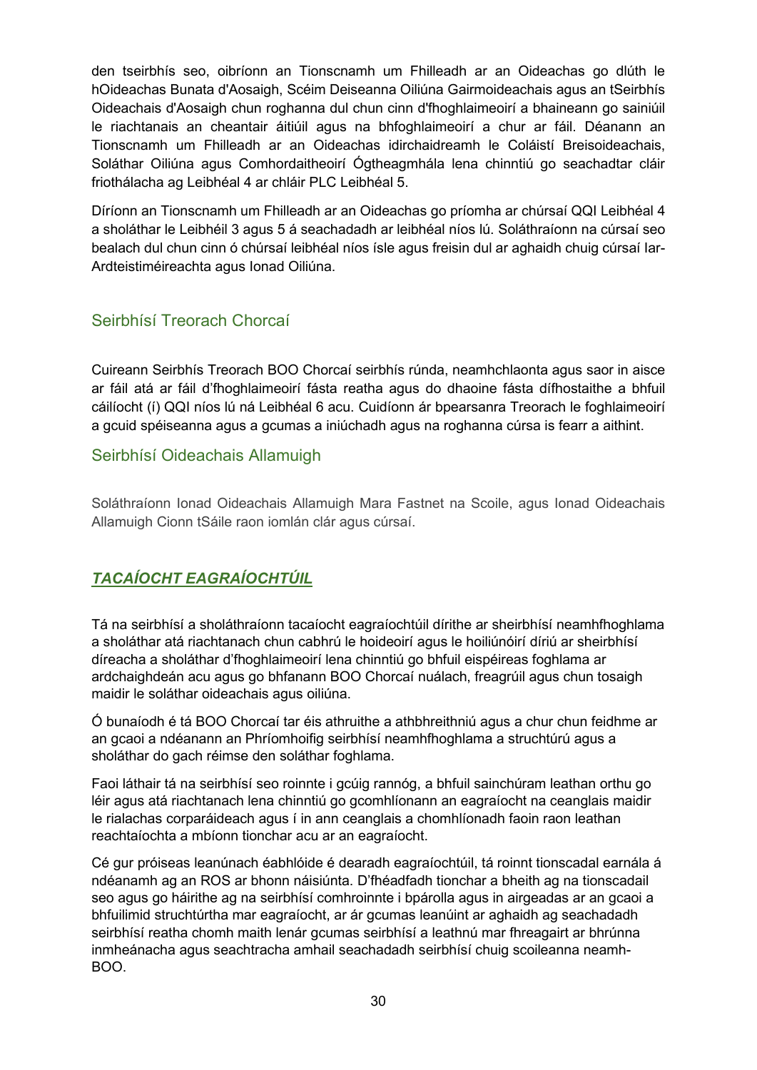den tseirbhís seo, oibríonn an Tionscnamh um Fhilleadh ar an Oideachas go dlúth le hOideachas Bunata d'Aosaigh, Scéim Deiseanna Oiliúna Gairmoideachais agus an tSeirbhís Oideachais d'Aosaigh chun roghanna dul chun cinn d'fhoghlaimeoirí a bhaineann go sainiúil le riachtanais an cheantair áitiúil agus na bhfoghlaimeoirí a chur ar fáil. Déanann an Tionscnamh um Fhilleadh ar an Oideachas idirchaidreamh le Coláistí Breisoideachais, Soláthar Oiliúna agus Comhordaitheoirí Ógtheagmhála lena chinntiú go seachadtar cláir friothálacha ag Leibhéal 4 ar chláir PLC Leibhéal 5.

Díríonn an Tionscnamh um Fhilleadh ar an Oideachas go príomha ar chúrsaí QQI Leibhéal 4 a sholáthar le Leibhéil 3 agus 5 á seachadadh ar leibhéal níos lú. Soláthraíonn na cúrsaí seo bealach dul chun cinn ó chúrsaí leibhéal níos ísle agus freisin dul ar aghaidh chuig cúrsaí Iar-Ardteistiméireachta agus Ionad Oiliúna.

## Seirbhísí Treorach Chorcaí

Cuireann Seirbhís Treorach BOO Chorcaí seirbhís rúnda, neamhchlaonta agus saor in aisce ar fáil atá ar fáil d'fhoghlaimeoirí fásta reatha agus do dhaoine fásta dífhostaithe a bhfuil cáilíocht (í) QQI níos lú ná Leibhéal 6 acu. Cuidíonn ár bpearsanra Treorach le foghlaimeoirí a gcuid spéiseanna agus a gcumas a iniúchadh agus na roghanna cúrsa is fearr a aithint.

## Seirbhísí Oideachais Allamuigh

Soláthraíonn Ionad Oideachais Allamuigh Mara Fastnet na Scoile, agus Ionad Oideachais Allamuigh Cionn tSáile raon iomlán clár agus cúrsaí.

## ***TACAÍOCHT EAGRAÍOCHTÚIL***

Tá na seirbhísí a sholáthraíonn tacaíocht eagraíochtúil dírithe ar sheirbhísí neamhfhoghlama a sholáthar atá riachtanach chun cabhrú le hoideoirí agus le hoiliúnóirí díriú ar sheirbhísí díreacha a sholáthar d'fhoghlaimeoirí lena chinntiú go bhfuil eispéireas foghlama ar ardchaighdeán acu agus go bhfanann BOO Chorcaí nuálach, freagrúil agus chun tosaigh maidir le soláthar oideachais agus oiliúna.

Ó bunaíodh é tá BOO Chorcaí tar éis athruithe a athbhreithniú agus a chur chun feidhme ar an gcaoi a ndéanann an Phríomhoifig seirbhísí neamhfhoghlama a struchtúrú agus a sholáthar do gach réimse den soláthar foghlama.

Faoi láthair tá na seirbhísí seo roinnte i gcúig rannóg, a bhfuil sainchúram leathan orthu go léir agus atá riachtanach lena chinntiú go gcomhlíonann an eagraíocht na ceanglais maidir le rialachas corparáideach agus í in ann ceanglais a chomhlíonadh faoin raon leathan reachtaíochta a mbíonn tionchar acu ar an eagraíocht.

Cé gur próiseas leanúnach éabhlóide é dearadh eagraíochtúil, tá roinnt tionscadal earnála á ndéanamh ag an ROS ar bhonn náisiúnta. D'fhéadfadh tionchar a bheith ag na tionscadail seo agus go háirithe ag na seirbhísí comhroinnte i bpárolla agus in airgeadas ar an gcaoi a bhfuilimid struchtúrtha mar eagraíocht, ar ár gcumas leanúint ar aghaidh ag seachadadh seirbhísí reatha chomh maith lenár gcumas seirbhísí a leathnú mar fhreagairt ar bhrúnna inmheánacha agus seachtracha amhail seachadadh seirbhísí chuig scoileanna neamh-BOO.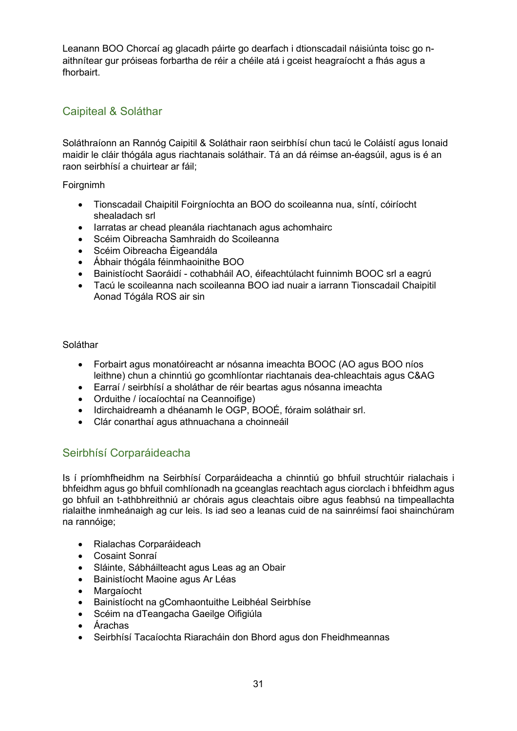Leanann BOO Chorcaí ag glacadh páirte go dearfach i dtionscadail náisiúnta toisc go n-aithnítear gur próiseas forbartha de réir a chéile atá i gceist heagraíocht a fhás agus a fhorbairt.

## Caipiteal & Soláthar

Soláthraíonn an Rannóg Caipitil & Soláthair raon seirbhísí chun tacú le Coláistí agus Ionaid maidir le cláir thógála agus riachtanais soláthair. Tá an dá réimse an-éagsúil, agus is é an raon seirbhísí a chuirtear ar fáil;

Foirgnimh

- Tionscadail Chaipitil Foirgníochta an BOO do scoileanna nua, síntí, cóiríocht shealadach srl
- Iarratas ar chead pleanála riachtanach agus achomhairc
- Scéim Oibreacha Samhraidh do Scoileanna
- Scéim Oibreacha Éigeandála
- Ábhair thógála féinmhaoinithe BOO
- Bainistíocht Saoráidí - cothabháil AO, éifeachtúlacht fuinnimh BOOC srl a eagrú
- Tacú le scoileanna nach scoileanna BOO iad nuair a iarrann Tionscadail Chaipitil Aonad Tógála ROS air sin

Soláthar

- Forbairt agus monatóireacht ar nósanna imeachta BOOC (AO agus BOO níos leithne) chun a chinntiú go gcomhlíontar riachtanais dea-chleachtais agus C&AG
- Earraí / seirbhísí a sholáthar de réir beartas agus nósanna imeachta
- Orduithe / íocaíochtaí na Ceannoifige)
- Idirchaidreamh a dhéanamh le OGP, BOOÉ, fóraim soláthair srl.
- Clár conarthaí agus athnuachana a choinneáil

## Seirbhísí Corparáideacha

Is í príomhfheidhm na Seirbhísí Corparáideacha a chinntiú go bhfuil struchtúir rialachais i bhfeidhm agus go bhfuil comhlíonadh na gceanglas reachtach agus ciorclach i bhfeidhm agus go bhfuil an t-athbhreithniú ar chórais agus cleachtais oibre agus feabhsú na timpeallachta rialaithe inmheánaigh ag cur leis. Is iad seo a leanas cuid de na sainréimsí faoi shainchúram na rannóige;

- Rialachas Corparáideach
- Cosaint Sonraí
- Sláinte, Sábháilteacht agus Leas ag an Obair
- Bainistíocht Maoine agus Ar Léas
- Margaíocht
- Bainistíocht na gComhaontuithe Leibhéal Seirbhíse
- Scéim na dTeangacha Gaeilge Oifigiúla
- Árachas
- Seirbhísí Tacaíochta Riaracháin don Bhord agus don Fheidhmeannas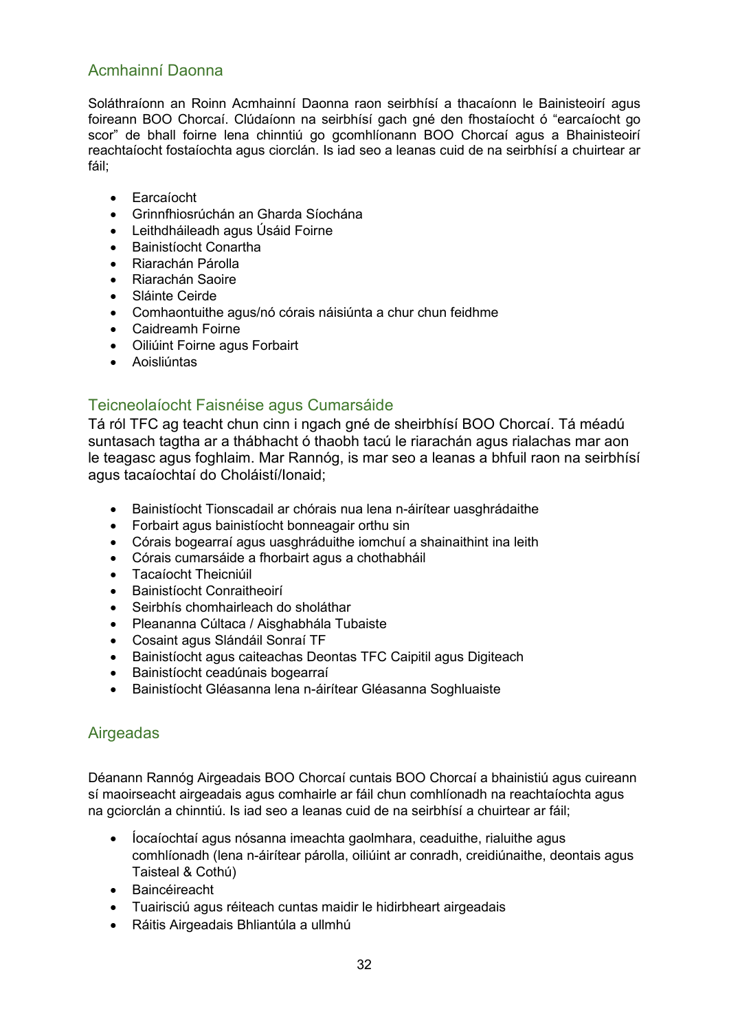## Acmhainní Daonna

Soláthraíonn an Roinn Acmhainní Daonna raon seirbhísí a thacaíonn le Bainisteoirí agus foireann BOO Chorcaí. Clúdaíonn na seirbhísí gach gné den fhostaíocht ó "earcaíocht go scor" de bhall foirne lena chinntiú go gcomhlíonann BOO Chorcaí agus a Bhainisteoirí reachtaíocht fostaíochta agus ciorclán. Is iad seo a leanas cuid de na seirbhísí a chuirtear ar fáil;

- Earcaíocht
- Grinnfhiosrúchán an Gharda Síochána
- Leithdháileadh agus Úsáid Foirne
- Bainistíocht Conartha
- Riarachán Párolla
- Riarachán Saoire
- Sláinte Ceirde
- Comhaontuithe agus/nó córais náisiúnta a chur chun feidhme
- Caidreamh Foirne
- Oiliúint Foirne agus Forbairt
- Aoisliúntas

## Teicneolaíocht Faisnéise agus Cumarsáide

Tá ról TFC ag teacht chun cinn i ngach gné de sheirbhísí BOO Chorcaí. Tá méadú suntasach tagtha ar a thábhacht ó thaobh tacú le riarachán agus rialachas mar aon le teagasc agus foghlaim. Mar Rannóg, is mar seo a leanas a bhfuil raon na seirbhísí agus tacaíochtaí do Choláistí/Ionaid;

- Bainistíocht Tionscadail ar chórais nua lena n-áirítear uasghrádaithe
- Forbairt agus bainistíocht bonneagair orthu sin
- Córais bogearraí agus uasghráduithe iomchuí a shainaithint ina leith
- Córais cumarsáide a fhorbairt agus a chothabháil
- Tacaíocht Theicniúil
- Bainistíocht Conraitheoirí
- Seirbhís chomhairleach do sholáthar
- Pleananna Cúltaca / Aisghabhála Tubaiste
- Cosaint agus Slándáil Sonraí TF
- Bainistíocht agus caiteachas Deontas TFC Caipitil agus Digiteach
- Bainistíocht ceadúnais bogearraí
- Bainistíocht Gléasanna lena n-áirítear Gléasanna Soghluaiste

## Airgeadas

Déanann Rannóg Airgeadais BOO Chorcaí cuntais BOO Chorcaí a bhainistiú agus cuireann sí maoirseacht airgeadais agus comhairle ar fáil chun comhlíonadh na reachtaíochta agus na gciorclán a chinntiú. Is iad seo a leanas cuid de na seirbhísí a chuirtear ar fáil;

- Íocaíochtaí agus nósanna imeachta gaolmhara, ceaduithe, rialuithe agus comhlíonadh (lena n-áirítear párolla, oiliúint ar conradh, creidiúnaithe, deontais agus Taisteal & Cothú)
- Baincéireacht
- Tuairisciú agus réiteach cuntas maidir le hidirbheart airgeadais
- Ráitis Airgeadais Bhliantúla a ullmhú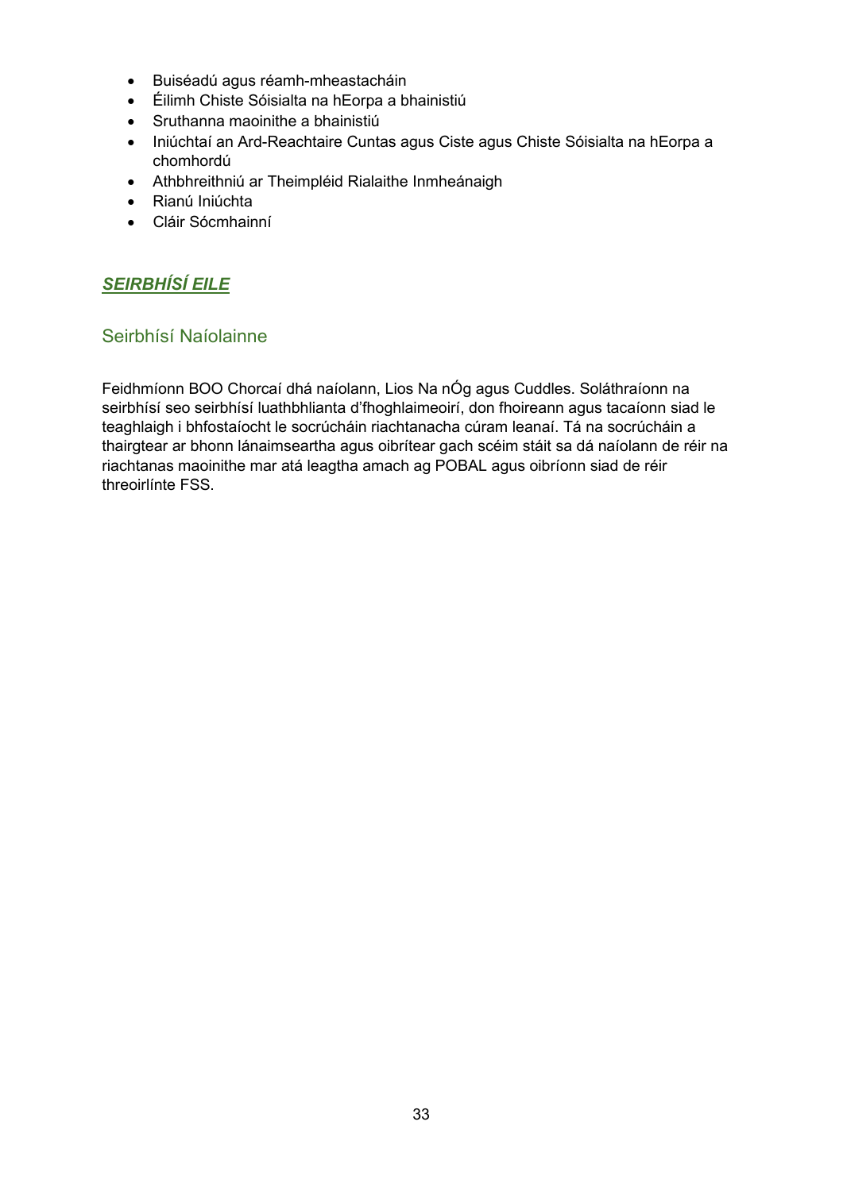- Buiséadú agus réamh-mheastacháin
- Éilimh Chiste Sóisialta na hEorpa a bhainistiú
- Sruthanna maoinithe a bhainistiú
- Iniúchtaí an Ard-Reachtaire Cuntas agus Ciste agus Chiste Sóisialta na hEorpa a chomhordú
- Athbhreithniú ar Theimpléid Rialaithe Inmheánaigh
- Rianú Iniúchta
- Cláir Sócmhainní

## ***SEIRBHÍSÍ EILE***

### Seirbhísí Naíolainne

Feidhmíonn BOO Chorcaí dhá naíolann, Lios Na nÓg agus Cuddles. Soláthraíonn na seirbhísí seo seirbhísí luathbhlianta d'fhoghlaimeoirí, don fhoireann agus tacaíonn siad le teaghlaigh i bhfostaíocht le socrúcháin riachtanacha cúram leanaí. Tá na socrúcháin a thairgtear ar bhonn lánaimseartha agus oibrítear gach scéim stáit sa dá naíolann de réir na riachtanas maoinithe mar atá leagtha amach ag POBAL agus oibríonn siad de réir threoirlínte FSS.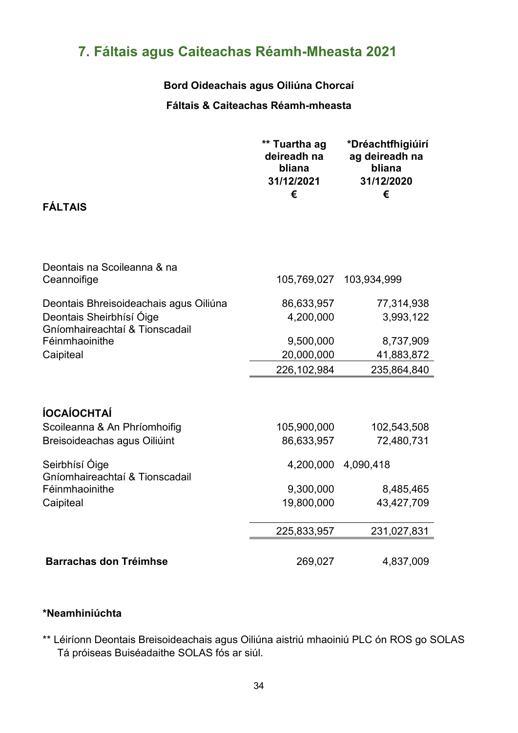## 7. Fáltais agus Caiteachas Réamh-Mheasta 2021

**Bord Oideachais agus Oiliúna Chorcaí**

**Fáltais & Caiteachas Réamh-mheasta**

| | \*\* Tuartha ag deireadh na bliana 31/12/2021 € | \*Dréachtfhigiúirí ag deireadh na bliana 31/12/2020 € |
|---|---|---|
| **FÁLTAIS** | | |
| Deontais na Scoileanna & na Ceannoifige | 105,769,027 | 103,934,999 |
| Deontais Bhreisoideachais agus Oiliúna | 86,633,957 | 77,314,938 |
| Deontais Sheirbhísí Óige | 4,200,000 | 3,993,122 |
| Gníomhaireachtaí & Tionscadail Féinmhaoinithe | 9,500,000 | 8,737,909 |
| Caipiteal | 20,000,000 | 41,883,872 |
| | 226,102,984 | 235,864,840 |
| **ÍOCAÍOCHTAÍ** | | |
| Scoileanna & An Phríomhoifig | 105,900,000 | 102,543,508 |
| Breisoideachas agus Oiliúint | 86,633,957 | 72,480,731 |
| Seirbhísí Óige | 4,200,000 | 4,090,418 |
| Gníomhaireachtaí & Tionscadail Féinmhaoinithe | 9,300,000 | 8,485,465 |
| Caipiteal | 19,800,000 | 43,427,709 |
| | 225,833,957 | 231,027,831 |
| **Barrachas don Tréimhse** | 269,027 | 4,837,009 |

**\*Neamhiniúchta**

\*\* Léiríonn Deontais Breisoideachais agus Oiliúna aistriú mhaoiniú PLC ón ROS go SOLAS Tá próiseas Buiséadaithe SOLAS fós ar siúl.